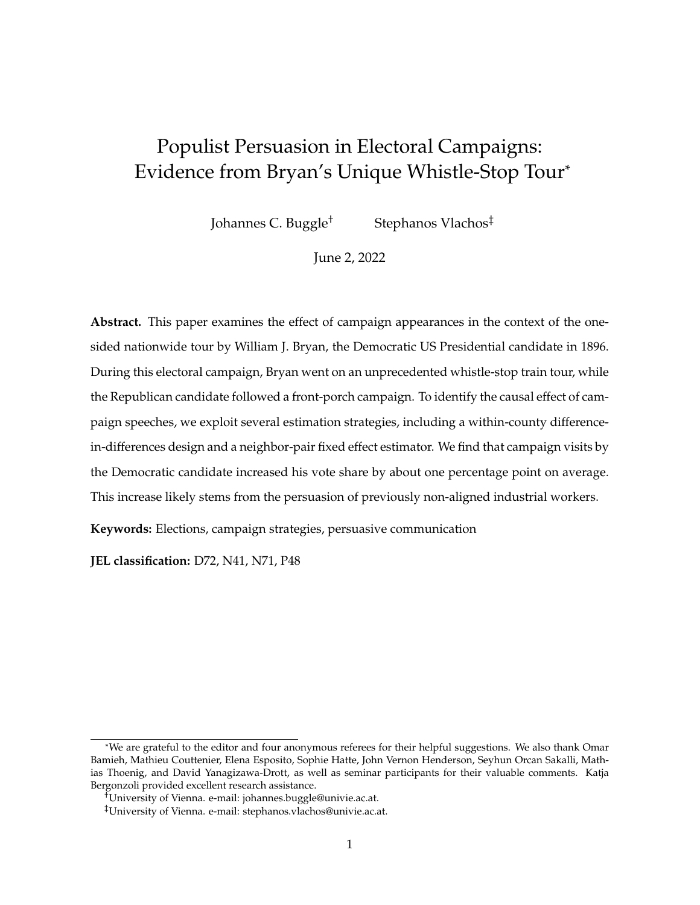# Populist Persuasion in Electoral Campaigns: Evidence from Bryan's Unique Whistle-Stop Tour[*]

Johannes C. Buggle[†] Stephanos Vlachos[‡]

June 2, 2022

**Abstract.** This paper examines the effect of campaign appearances in the context of the one-sided nationwide tour by William J. Bryan, the Democratic US Presidential candidate in 1896. During this electoral campaign, Bryan went on an unprecedented whistle-stop train tour, while the Republican candidate followed a front-porch campaign. To identify the causal effect of campaign speeches, we exploit several estimation strategies, including a within-county difference-in-differences design and a neighbor-pair fixed effect estimator. We find that campaign visits by the Democratic candidate increased his vote share by about one percentage point on average. This increase likely stems from the persuasion of previously non-aligned industrial workers.

**Keywords:** Elections, campaign strategies, persuasive communication

**JEL classification:** D72, N41, N71, P48

---

[*] We are grateful to the editor and four anonymous referees for their helpful suggestions. We also thank Omar Bamieh, Mathieu Couttenier, Elena Esposito, Sophie Hatte, John Vernon Henderson, Seyhun Orcan Sakalli, Mathias Thoenig, and David Yanagizawa-Drott, as well as seminar participants for their valuable comments. Katja Bergonzoli provided excellent research assistance.

[†] University of Vienna. e-mail: johannes.buggle@univie.ac.at.

[‡] University of Vienna. e-mail: stephanos.vlachos@univie.ac.at.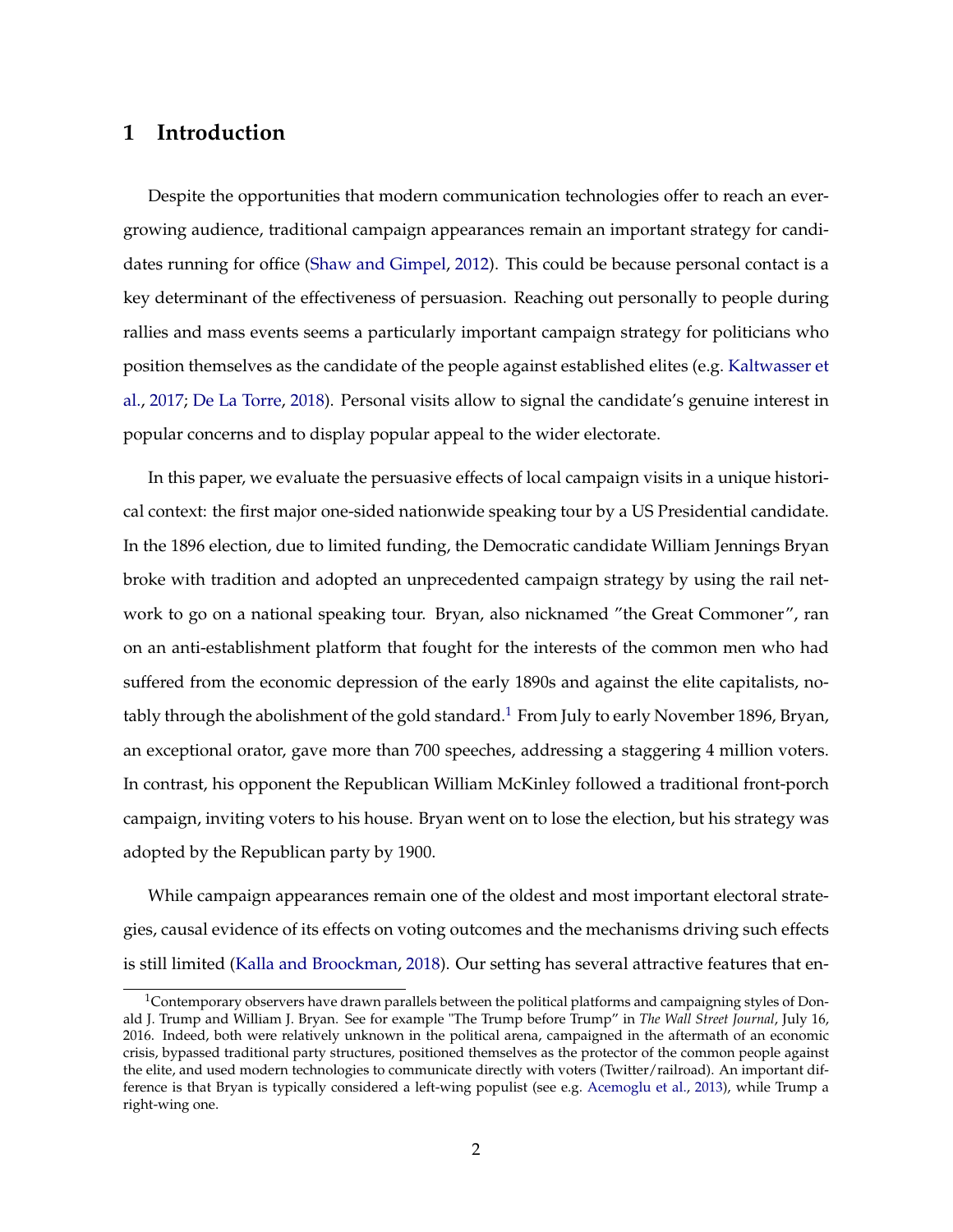## 1 Introduction

Despite the opportunities that modern communication technologies offer to reach an ever-growing audience, traditional campaign appearances remain an important strategy for candidates running for office (Shaw and Gimpel, 2012). This could be because personal contact is a key determinant of the effectiveness of persuasion. Reaching out personally to people during rallies and mass events seems a particularly important campaign strategy for politicians who position themselves as the candidate of the people against established elites (e.g. Kaltwasser et al., 2017; De La Torre, 2018). Personal visits allow to signal the candidate's genuine interest in popular concerns and to display popular appeal to the wider electorate.

In this paper, we evaluate the persuasive effects of local campaign visits in a unique historical context: the first major one-sided nationwide speaking tour by a US Presidential candidate. In the 1896 election, due to limited funding, the Democratic candidate William Jennings Bryan broke with tradition and adopted an unprecedented campaign strategy by using the rail network to go on a national speaking tour. Bryan, also nicknamed "the Great Commoner", ran on an anti-establishment platform that fought for the interests of the common men who had suffered from the economic depression of the early 1890s and against the elite capitalists, notably through the abolishment of the gold standard.[1] From July to early November 1896, Bryan, an exceptional orator, gave more than 700 speeches, addressing a staggering 4 million voters. In contrast, his opponent the Republican William McKinley followed a traditional front-porch campaign, inviting voters to his house. Bryan went on to lose the election, but his strategy was adopted by the Republican party by 1900.

While campaign appearances remain one of the oldest and most important electoral strategies, causal evidence of its effects on voting outcomes and the mechanisms driving such effects is still limited (Kalla and Broockman, 2018). Our setting has several attractive features that en-

[1] Contemporary observers have drawn parallels between the political platforms and campaigning styles of Donald J. Trump and William J. Bryan. See for example "The Trump before Trump" in *The Wall Street Journal*, July 16, 2016. Indeed, both were relatively unknown in the political arena, campaigned in the aftermath of an economic crisis, bypassed traditional party structures, positioned themselves as the protector of the common people against the elite, and used modern technologies to communicate directly with voters (Twitter/railroad). An important difference is that Bryan is typically considered a left-wing populist (see e.g. Acemoglu et al., 2013), while Trump a right-wing one.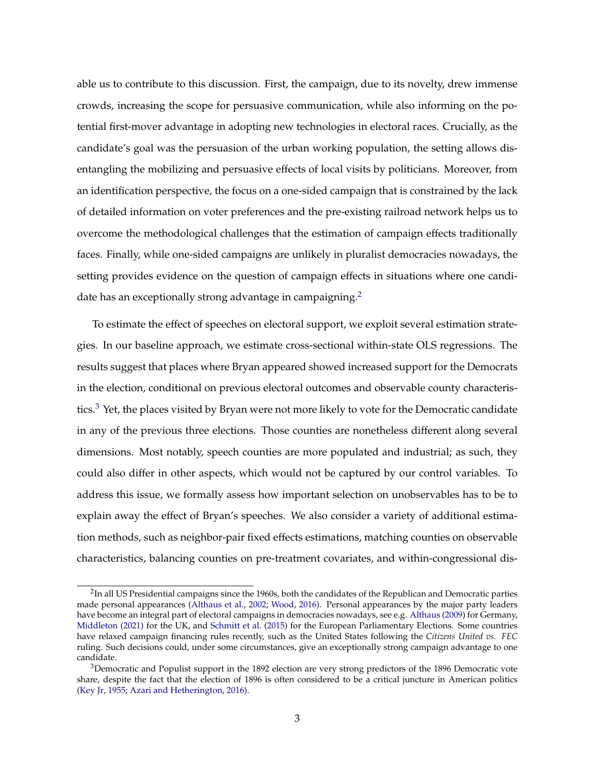able us to contribute to this discussion. First, the campaign, due to its novelty, drew immense crowds, increasing the scope for persuasive communication, while also informing on the potential first-mover advantage in adopting new technologies in electoral races. Crucially, as the candidate's goal was the persuasion of the urban working population, the setting allows disentangling the mobilizing and persuasive effects of local visits by politicians. Moreover, from an identification perspective, the focus on a one-sided campaign that is constrained by the lack of detailed information on voter preferences and the pre-existing railroad network helps us to overcome the methodological challenges that the estimation of campaign effects traditionally faces. Finally, while one-sided campaigns are unlikely in pluralist democracies nowadays, the setting provides evidence on the question of campaign effects in situations where one candidate has an exceptionally strong advantage in campaigning.[2]

To estimate the effect of speeches on electoral support, we exploit several estimation strategies. In our baseline approach, we estimate cross-sectional within-state OLS regressions. The results suggest that places where Bryan appeared showed increased support for the Democrats in the election, conditional on previous electoral outcomes and observable county characteristics.[3] Yet, the places visited by Bryan were not more likely to vote for the Democratic candidate in any of the previous three elections. Those counties are nonetheless different along several dimensions. Most notably, speech counties are more populated and industrial; as such, they could also differ in other aspects, which would not be captured by our control variables. To address this issue, we formally assess how important selection on unobservables has to be to explain away the effect of Bryan's speeches. We also consider a variety of additional estimation methods, such as neighbor-pair fixed effects estimations, matching counties on observable characteristics, balancing counties on pre-treatment covariates, and within-congressional dis-

---

[2] In all US Presidential campaigns since the 1960s, both the candidates of the Republican and Democratic parties made personal appearances (Althaus et al., 2002; Wood, 2016). Personal appearances by the major party leaders have become an integral part of electoral campaigns in democracies nowadays, see e.g. Althaus (2009) for Germany, Middleton (2021) for the UK, and Schmitt et al. (2015) for the European Parliamentary Elections. Some countries have relaxed campaign financing rules recently, such as the United States following the *Citizens United vs. FEC* ruling. Such decisions could, under some circumstances, give an exceptionally strong campaign advantage to one candidate.

[3] Democratic and Populist support in the 1892 election are very strong predictors of the 1896 Democratic vote share, despite the fact that the election of 1896 is often considered to be a critical juncture in American politics (Key Jr, 1955; Azari and Hetherington, 2016).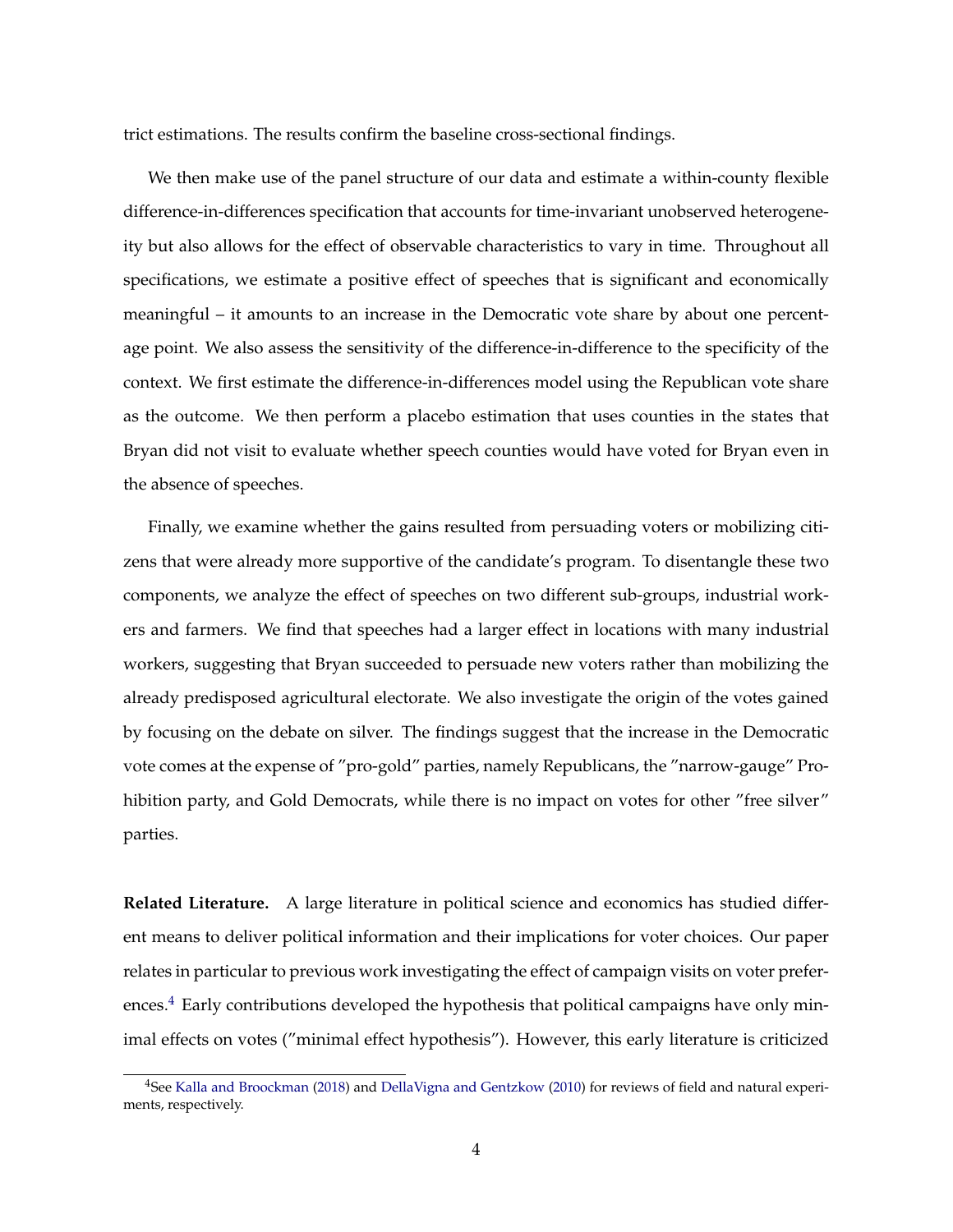trict estimations. The results confirm the baseline cross-sectional findings.

We then make use of the panel structure of our data and estimate a within-county flexible difference-in-differences specification that accounts for time-invariant unobserved heterogeneity but also allows for the effect of observable characteristics to vary in time. Throughout all specifications, we estimate a positive effect of speeches that is significant and economically meaningful – it amounts to an increase in the Democratic vote share by about one percentage point. We also assess the sensitivity of the difference-in-difference to the specificity of the context. We first estimate the difference-in-differences model using the Republican vote share as the outcome. We then perform a placebo estimation that uses counties in the states that Bryan did not visit to evaluate whether speech counties would have voted for Bryan even in the absence of speeches.

Finally, we examine whether the gains resulted from persuading voters or mobilizing citizens that were already more supportive of the candidate's program. To disentangle these two components, we analyze the effect of speeches on two different sub-groups, industrial workers and farmers. We find that speeches had a larger effect in locations with many industrial workers, suggesting that Bryan succeeded to persuade new voters rather than mobilizing the already predisposed agricultural electorate. We also investigate the origin of the votes gained by focusing on the debate on silver. The findings suggest that the increase in the Democratic vote comes at the expense of "pro-gold" parties, namely Republicans, the "narrow-gauge" Prohibition party, and Gold Democrats, while there is no impact on votes for other "free silver" parties.

**Related Literature.** A large literature in political science and economics has studied different means to deliver political information and their implications for voter choices. Our paper relates in particular to previous work investigating the effect of campaign visits on voter preferences.[4] Early contributions developed the hypothesis that political campaigns have only minimal effects on votes ("minimal effect hypothesis"). However, this early literature is criticized

[4] See Kalla and Broockman (2018) and DellaVigna and Gentzkow (2010) for reviews of field and natural experiments, respectively.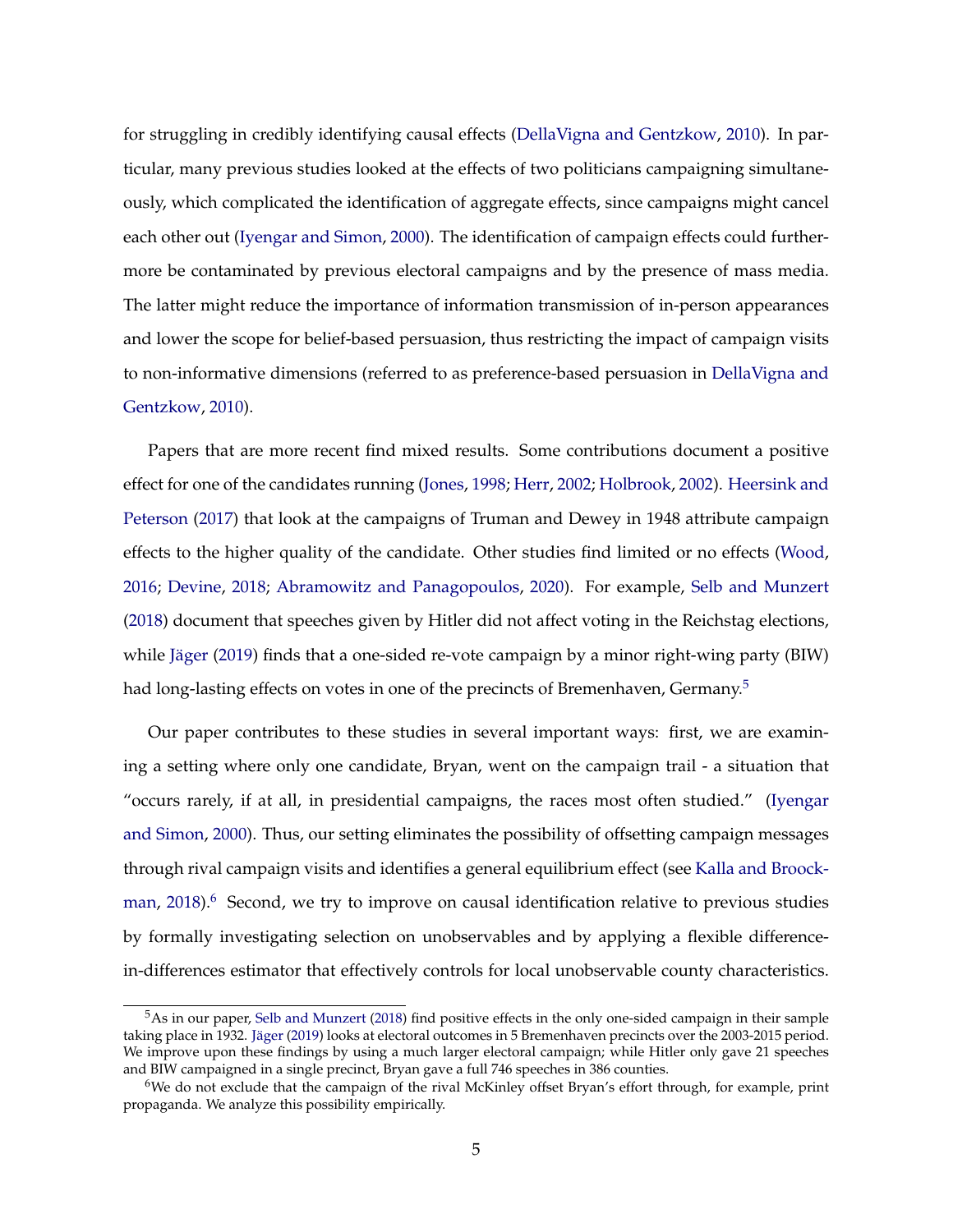for struggling in credibly identifying causal effects (DellaVigna and Gentzkow, 2010). In particular, many previous studies looked at the effects of two politicians campaigning simultaneously, which complicated the identification of aggregate effects, since campaigns might cancel each other out (Iyengar and Simon, 2000). The identification of campaign effects could furthermore be contaminated by previous electoral campaigns and by the presence of mass media. The latter might reduce the importance of information transmission of in-person appearances and lower the scope for belief-based persuasion, thus restricting the impact of campaign visits to non-informative dimensions (referred to as preference-based persuasion in DellaVigna and Gentzkow, 2010).

Papers that are more recent find mixed results. Some contributions document a positive effect for one of the candidates running (Jones, 1998; Herr, 2002; Holbrook, 2002). Heersink and Peterson (2017) that look at the campaigns of Truman and Dewey in 1948 attribute campaign effects to the higher quality of the candidate. Other studies find limited or no effects (Wood, 2016; Devine, 2018; Abramowitz and Panagopoulos, 2020). For example, Selb and Munzert (2018) document that speeches given by Hitler did not affect voting in the Reichstag elections, while Jäger (2019) finds that a one-sided re-vote campaign by a minor right-wing party (BIW) had long-lasting effects on votes in one of the precincts of Bremenhaven, Germany.[5]

Our paper contributes to these studies in several important ways: first, we are examining a setting where only one candidate, Bryan, went on the campaign trail - a situation that "occurs rarely, if at all, in presidential campaigns, the races most often studied." (Iyengar and Simon, 2000). Thus, our setting eliminates the possibility of offsetting campaign messages through rival campaign visits and identifies a general equilibrium effect (see Kalla and Broockman, 2018).[6] Second, we try to improve on causal identification relative to previous studies by formally investigating selection on unobservables and by applying a flexible difference-in-differences estimator that effectively controls for local unobservable county characteristics.

[5] As in our paper, Selb and Munzert (2018) find positive effects in the only one-sided campaign in their sample taking place in 1932. Jäger (2019) looks at electoral outcomes in 5 Bremenhaven precincts over the 2003-2015 period. We improve upon these findings by using a much larger electoral campaign; while Hitler only gave 21 speeches and BIW campaigned in a single precinct, Bryan gave a full 746 speeches in 386 counties.

[6] We do not exclude that the campaign of the rival McKinley offset Bryan's effort through, for example, print propaganda. We analyze this possibility empirically.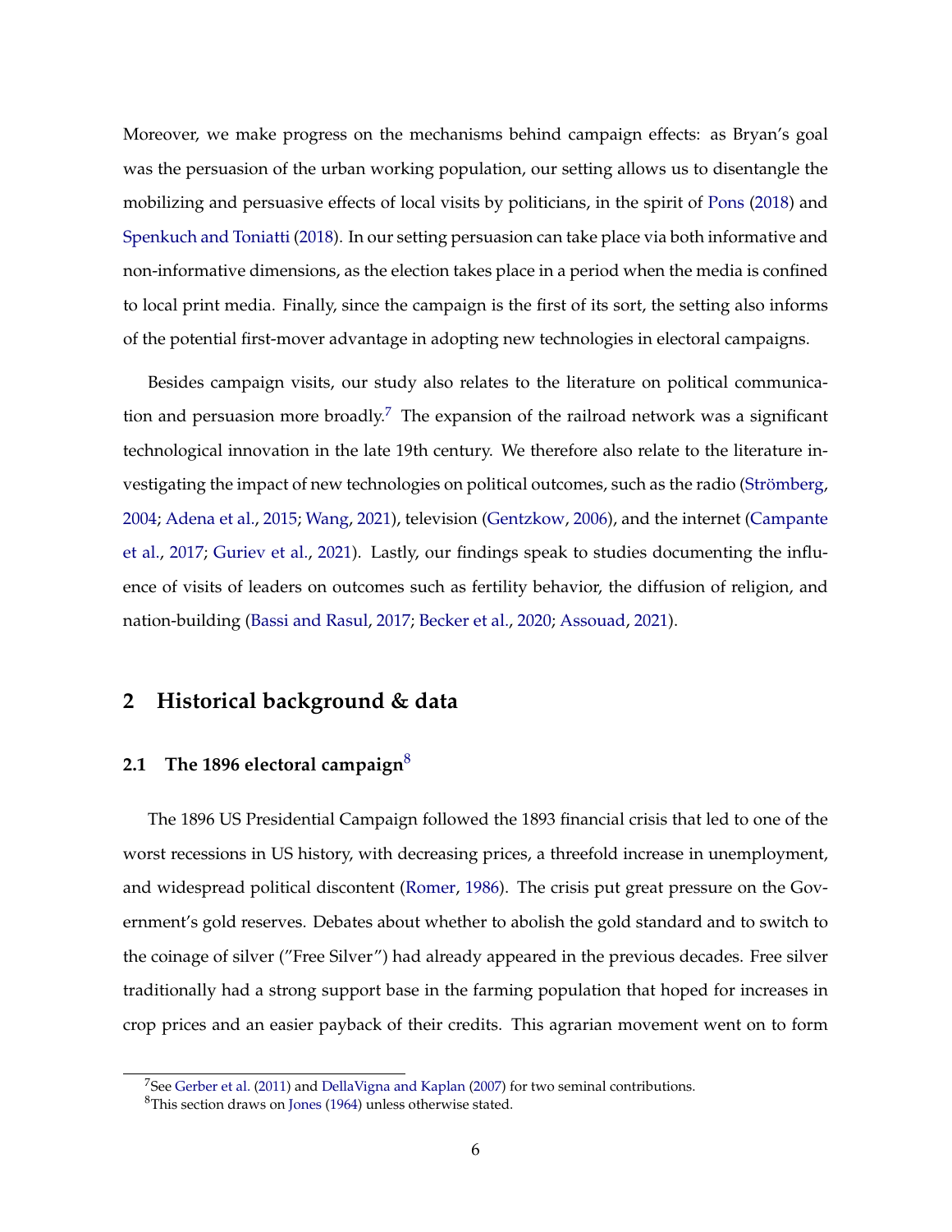Moreover, we make progress on the mechanisms behind campaign effects: as Bryan's goal was the persuasion of the urban working population, our setting allows us to disentangle the mobilizing and persuasive effects of local visits by politicians, in the spirit of Pons (2018) and Spenkuch and Toniatti (2018). In our setting persuasion can take place via both informative and non-informative dimensions, as the election takes place in a period when the media is confined to local print media. Finally, since the campaign is the first of its sort, the setting also informs of the potential first-mover advantage in adopting new technologies in electoral campaigns.

Besides campaign visits, our study also relates to the literature on political communication and persuasion more broadly.[7] The expansion of the railroad network was a significant technological innovation in the late 19th century. We therefore also relate to the literature investigating the impact of new technologies on political outcomes, such as the radio (Strömberg, 2004; Adena et al., 2015; Wang, 2021), television (Gentzkow, 2006), and the internet (Campante et al., 2017; Guriev et al., 2021). Lastly, our findings speak to studies documenting the influence of visits of leaders on outcomes such as fertility behavior, the diffusion of religion, and nation-building (Bassi and Rasul, 2017; Becker et al., 2020; Assouad, 2021).

## 2 Historical background & data

### 2.1 The 1896 electoral campaign[8]

The 1896 US Presidential Campaign followed the 1893 financial crisis that led to one of the worst recessions in US history, with decreasing prices, a threefold increase in unemployment, and widespread political discontent (Romer, 1986). The crisis put great pressure on the Government's gold reserves. Debates about whether to abolish the gold standard and to switch to the coinage of silver ("Free Silver") had already appeared in the previous decades. Free silver traditionally had a strong support base in the farming population that hoped for increases in crop prices and an easier payback of their credits. This agrarian movement went on to form

[7] See Gerber et al. (2011) and DellaVigna and Kaplan (2007) for two seminal contributions.

[8] This section draws on Jones (1964) unless otherwise stated.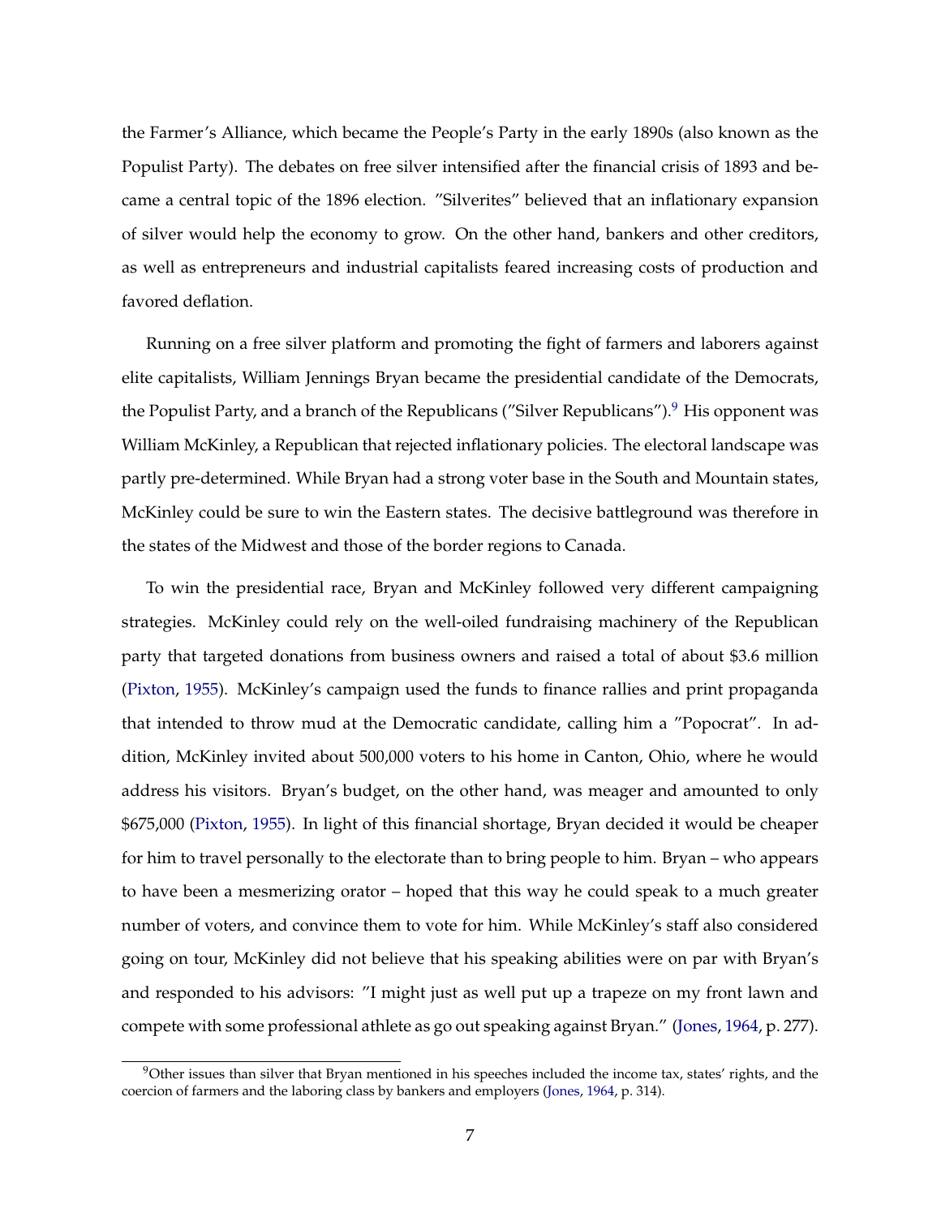the Farmer's Alliance, which became the People's Party in the early 1890s (also known as the Populist Party). The debates on free silver intensified after the financial crisis of 1893 and became a central topic of the 1896 election. "Silverites" believed that an inflationary expansion of silver would help the economy to grow. On the other hand, bankers and other creditors, as well as entrepreneurs and industrial capitalists feared increasing costs of production and favored deflation.

Running on a free silver platform and promoting the fight of farmers and laborers against elite capitalists, William Jennings Bryan became the presidential candidate of the Democrats, the Populist Party, and a branch of the Republicans ("Silver Republicans").[9] His opponent was William McKinley, a Republican that rejected inflationary policies. The electoral landscape was partly pre-determined. While Bryan had a strong voter base in the South and Mountain states, McKinley could be sure to win the Eastern states. The decisive battleground was therefore in the states of the Midwest and those of the border regions to Canada.

To win the presidential race, Bryan and McKinley followed very different campaigning strategies. McKinley could rely on the well-oiled fundraising machinery of the Republican party that targeted donations from business owners and raised a total of about $3.6 million (Pixton, 1955). McKinley's campaign used the funds to finance rallies and print propaganda that intended to throw mud at the Democratic candidate, calling him a "Popocrat". In addition, McKinley invited about 500,000 voters to his home in Canton, Ohio, where he would address his visitors. Bryan's budget, on the other hand, was meager and amounted to only $675,000 (Pixton, 1955). In light of this financial shortage, Bryan decided it would be cheaper for him to travel personally to the electorate than to bring people to him. Bryan – who appears to have been a mesmerizing orator – hoped that this way he could speak to a much greater number of voters, and convince them to vote for him. While McKinley's staff also considered going on tour, McKinley did not believe that his speaking abilities were on par with Bryan's and responded to his advisors: "I might just as well put up a trapeze on my front lawn and compete with some professional athlete as go out speaking against Bryan." (Jones, 1964, p. 277).

[9] Other issues than silver that Bryan mentioned in his speeches included the income tax, states' rights, and the coercion of farmers and the laboring class by bankers and employers (Jones, 1964, p. 314).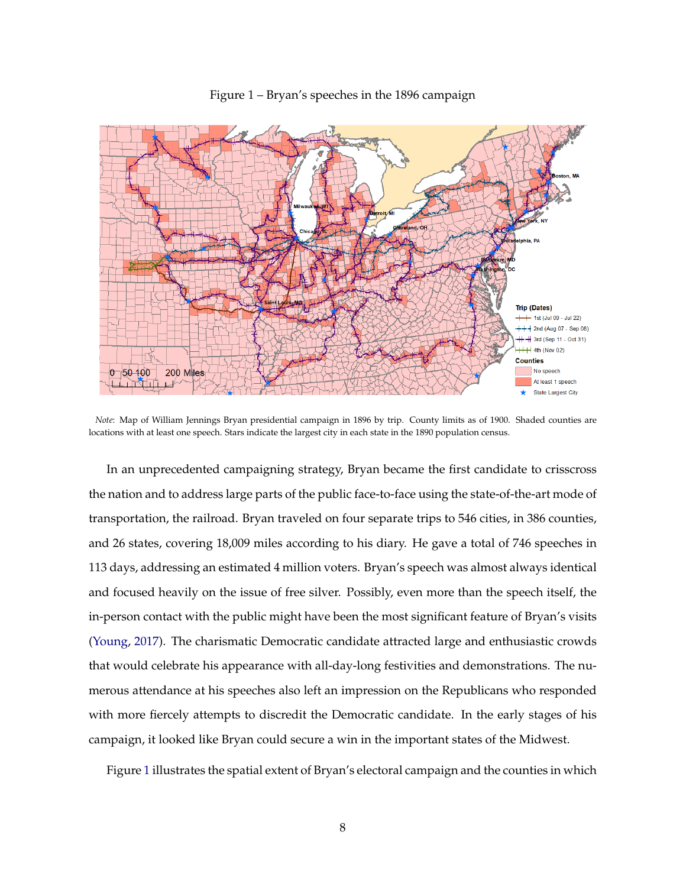Figure 1 – Bryan's speeches in the 1896 campaign

*Note*: Map of William Jennings Bryan presidential campaign in 1896 by trip. County limits as of 1900. Shaded counties are locations with at least one speech. Stars indicate the largest city in each state in the 1890 population census.

In an unprecedented campaigning strategy, Bryan became the first candidate to crisscross the nation and to address large parts of the public face-to-face using the state-of-the-art mode of transportation, the railroad. Bryan traveled on four separate trips to 546 cities, in 386 counties, and 26 states, covering 18,009 miles according to his diary. He gave a total of 746 speeches in 113 days, addressing an estimated 4 million voters. Bryan's speech was almost always identical and focused heavily on the issue of free silver. Possibly, even more than the speech itself, the in-person contact with the public might have been the most significant feature of Bryan's visits (Young, 2017). The charismatic Democratic candidate attracted large and enthusiastic crowds that would celebrate his appearance with all-day-long festivities and demonstrations. The numerous attendance at his speeches also left an impression on the Republicans who responded with more fiercely attempts to discredit the Democratic candidate. In the early stages of his campaign, it looked like Bryan could secure a win in the important states of the Midwest.

Figure 1 illustrates the spatial extent of Bryan's electoral campaign and the counties in which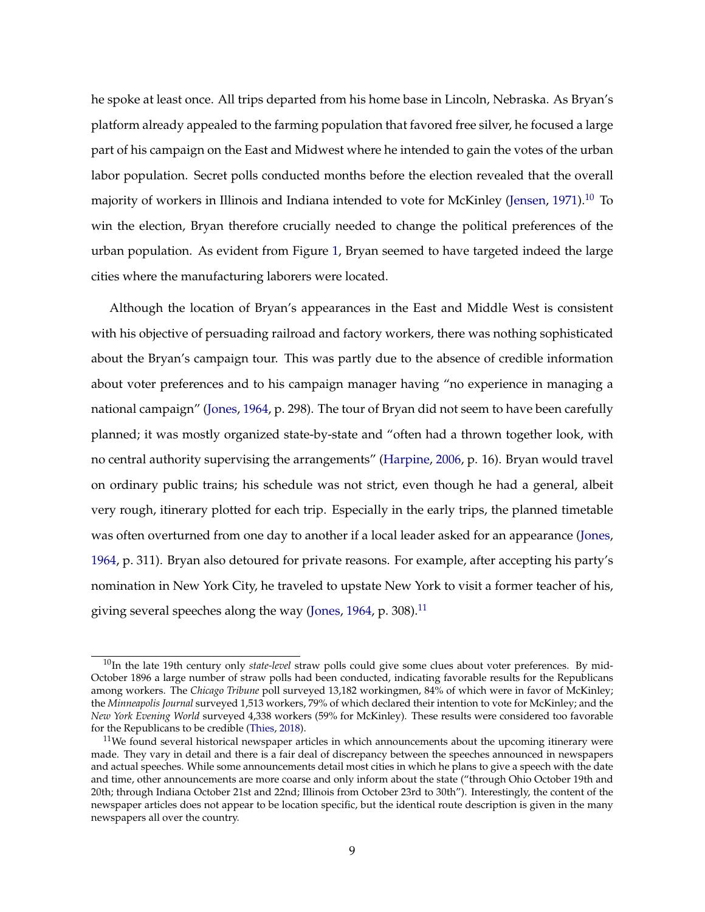he spoke at least once. All trips departed from his home base in Lincoln, Nebraska. As Bryan's platform already appealed to the farming population that favored free silver, he focused a large part of his campaign on the East and Midwest where he intended to gain the votes of the urban labor population. Secret polls conducted months before the election revealed that the overall majority of workers in Illinois and Indiana intended to vote for McKinley (Jensen, 1971).[10] To win the election, Bryan therefore crucially needed to change the political preferences of the urban population. As evident from Figure 1, Bryan seemed to have targeted indeed the large cities where the manufacturing laborers were located.

Although the location of Bryan's appearances in the East and Middle West is consistent with his objective of persuading railroad and factory workers, there was nothing sophisticated about the Bryan's campaign tour. This was partly due to the absence of credible information about voter preferences and to his campaign manager having "no experience in managing a national campaign" (Jones, 1964, p. 298). The tour of Bryan did not seem to have been carefully planned; it was mostly organized state-by-state and "often had a thrown together look, with no central authority supervising the arrangements" (Harpine, 2006, p. 16). Bryan would travel on ordinary public trains; his schedule was not strict, even though he had a general, albeit very rough, itinerary plotted for each trip. Especially in the early trips, the planned timetable was often overturned from one day to another if a local leader asked for an appearance (Jones, 1964, p. 311). Bryan also detoured for private reasons. For example, after accepting his party's nomination in New York City, he traveled to upstate New York to visit a former teacher of his, giving several speeches along the way (Jones, 1964, p. 308).[11]

[10] In the late 19th century only *state-level* straw polls could give some clues about voter preferences. By mid-October 1896 a large number of straw polls had been conducted, indicating favorable results for the Republicans among workers. The *Chicago Tribune* poll surveyed 13,182 workingmen, 84% of which were in favor of McKinley; the *Minneapolis Journal* surveyed 1,513 workers, 79% of which declared their intention to vote for McKinley; and the *New York Evening World* surveyed 4,338 workers (59% for McKinley). These results were considered too favorable for the Republicans to be credible (Thies, 2018).

[11] We found several historical newspaper articles in which announcements about the upcoming itinerary were made. They vary in detail and there is a fair deal of discrepancy between the speeches announced in newspapers and actual speeches. While some announcements detail most cities in which he plans to give a speech with the date and time, other announcements are more coarse and only inform about the state ("through Ohio October 19th and 20th; through Indiana October 21st and 22nd; Illinois from October 23rd to 30th"). Interestingly, the content of the newspaper articles does not appear to be location specific, but the identical route description is given in the many newspapers all over the country.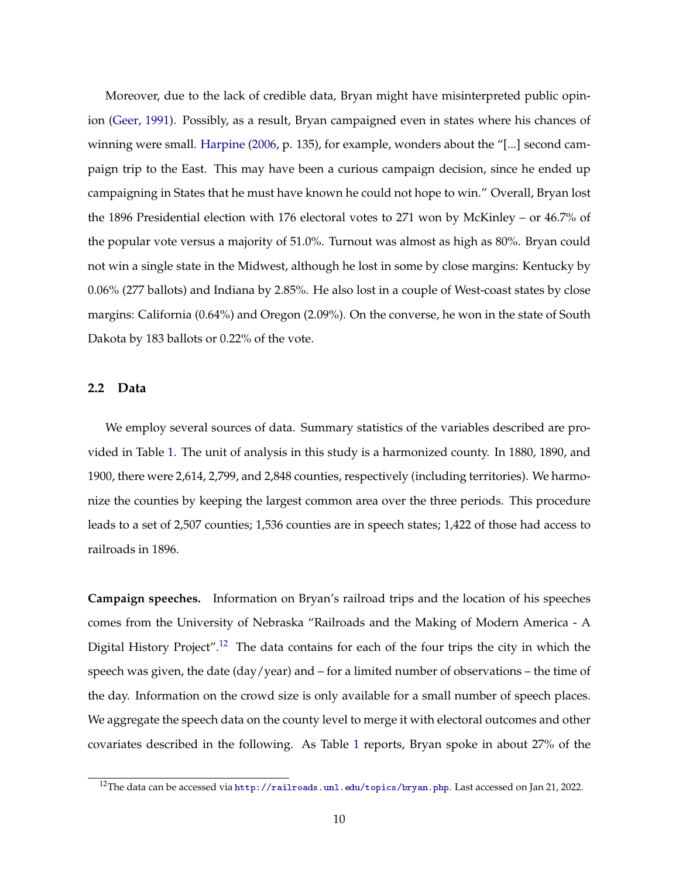Moreover, due to the lack of credible data, Bryan might have misinterpreted public opinion (Geer, 1991). Possibly, as a result, Bryan campaigned even in states where his chances of winning were small. Harpine (2006, p. 135), for example, wonders about the "[...] second campaign trip to the East. This may have been a curious campaign decision, since he ended up campaigning in States that he must have known he could not hope to win." Overall, Bryan lost the 1896 Presidential election with 176 electoral votes to 271 won by McKinley – or 46.7% of the popular vote versus a majority of 51.0%. Turnout was almost as high as 80%. Bryan could not win a single state in the Midwest, although he lost in some by close margins: Kentucky by 0.06% (277 ballots) and Indiana by 2.85%. He also lost in a couple of West-coast states by close margins: California (0.64%) and Oregon (2.09%). On the converse, he won in the state of South Dakota by 183 ballots or 0.22% of the vote.

### 2.2 Data

We employ several sources of data. Summary statistics of the variables described are provided in Table 1. The unit of analysis in this study is a harmonized county. In 1880, 1890, and 1900, there were 2,614, 2,799, and 2,848 counties, respectively (including territories). We harmonize the counties by keeping the largest common area over the three periods. This procedure leads to a set of 2,507 counties; 1,536 counties are in speech states; 1,422 of those had access to railroads in 1896.

**Campaign speeches.** Information on Bryan's railroad trips and the location of his speeches comes from the University of Nebraska "Railroads and the Making of Modern America - A Digital History Project".[12] The data contains for each of the four trips the city in which the speech was given, the date (day/year) and – for a limited number of observations – the time of the day. Information on the crowd size is only available for a small number of speech places. We aggregate the speech data on the county level to merge it with electoral outcomes and other covariates described in the following. As Table 1 reports, Bryan spoke in about 27% of the

[12] The data can be accessed via http://railroads.unl.edu/topics/bryan.php. Last accessed on Jan 21, 2022.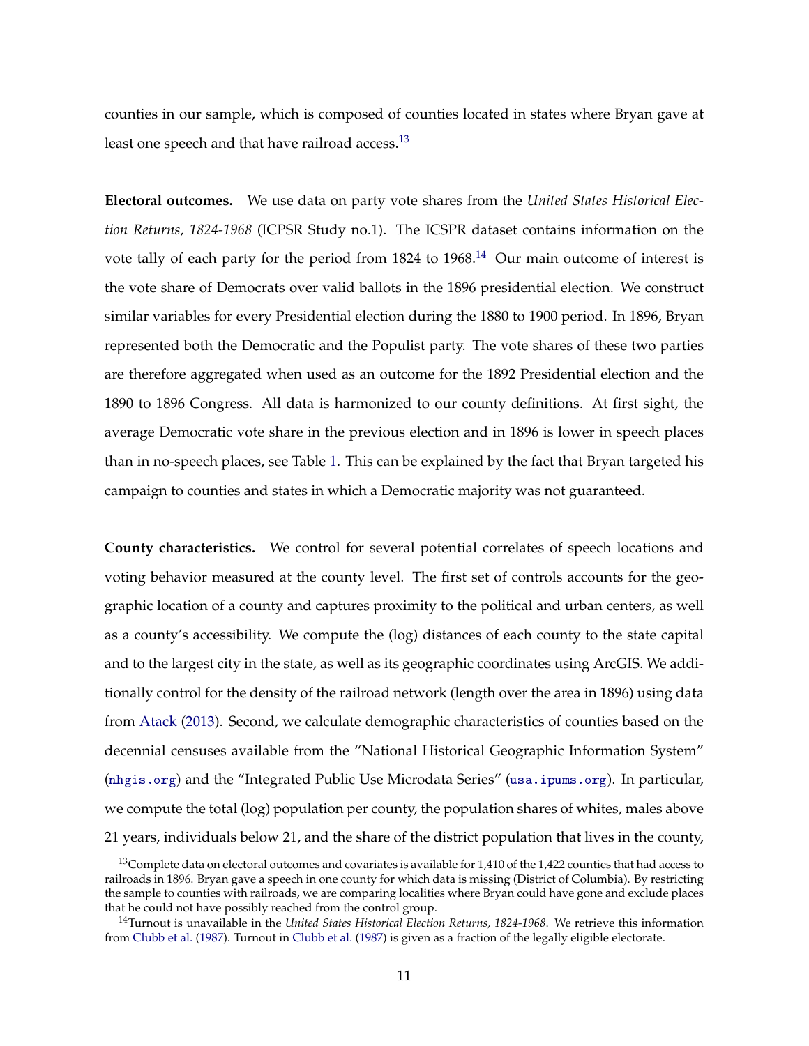counties in our sample, which is composed of counties located in states where Bryan gave at least one speech and that have railroad access.[13]

**Electoral outcomes.** We use data on party vote shares from the *United States Historical Election Returns, 1824-1968* (ICPSR Study no.1). The ICSPR dataset contains information on the vote tally of each party for the period from 1824 to 1968.[14] Our main outcome of interest is the vote share of Democrats over valid ballots in the 1896 presidential election. We construct similar variables for every Presidential election during the 1880 to 1900 period. In 1896, Bryan represented both the Democratic and the Populist party. The vote shares of these two parties are therefore aggregated when used as an outcome for the 1892 Presidential election and the 1890 to 1896 Congress. All data is harmonized to our county definitions. At first sight, the average Democratic vote share in the previous election and in 1896 is lower in speech places than in no-speech places, see Table 1. This can be explained by the fact that Bryan targeted his campaign to counties and states in which a Democratic majority was not guaranteed.

**County characteristics.** We control for several potential correlates of speech locations and voting behavior measured at the county level. The first set of controls accounts for the geographic location of a county and captures proximity to the political and urban centers, as well as a county's accessibility. We compute the (log) distances of each county to the state capital and to the largest city in the state, as well as its geographic coordinates using ArcGIS. We additionally control for the density of the railroad network (length over the area in 1896) using data from Atack (2013). Second, we calculate demographic characteristics of counties based on the decennial censuses available from the "National Historical Geographic Information System" (nhgis.org) and the "Integrated Public Use Microdata Series" (usa.ipums.org). In particular, we compute the total (log) population per county, the population shares of whites, males above 21 years, individuals below 21, and the share of the district population that lives in the county,

[13] Complete data on electoral outcomes and covariates is available for 1,410 of the 1,422 counties that had access to railroads in 1896. Bryan gave a speech in one county for which data is missing (District of Columbia). By restricting the sample to counties with railroads, we are comparing localities where Bryan could have gone and exclude places that he could not have possibly reached from the control group.

[14] Turnout is unavailable in the *United States Historical Election Returns, 1824-1968*. We retrieve this information from Clubb et al. (1987). Turnout in Clubb et al. (1987) is given as a fraction of the legally eligible electorate.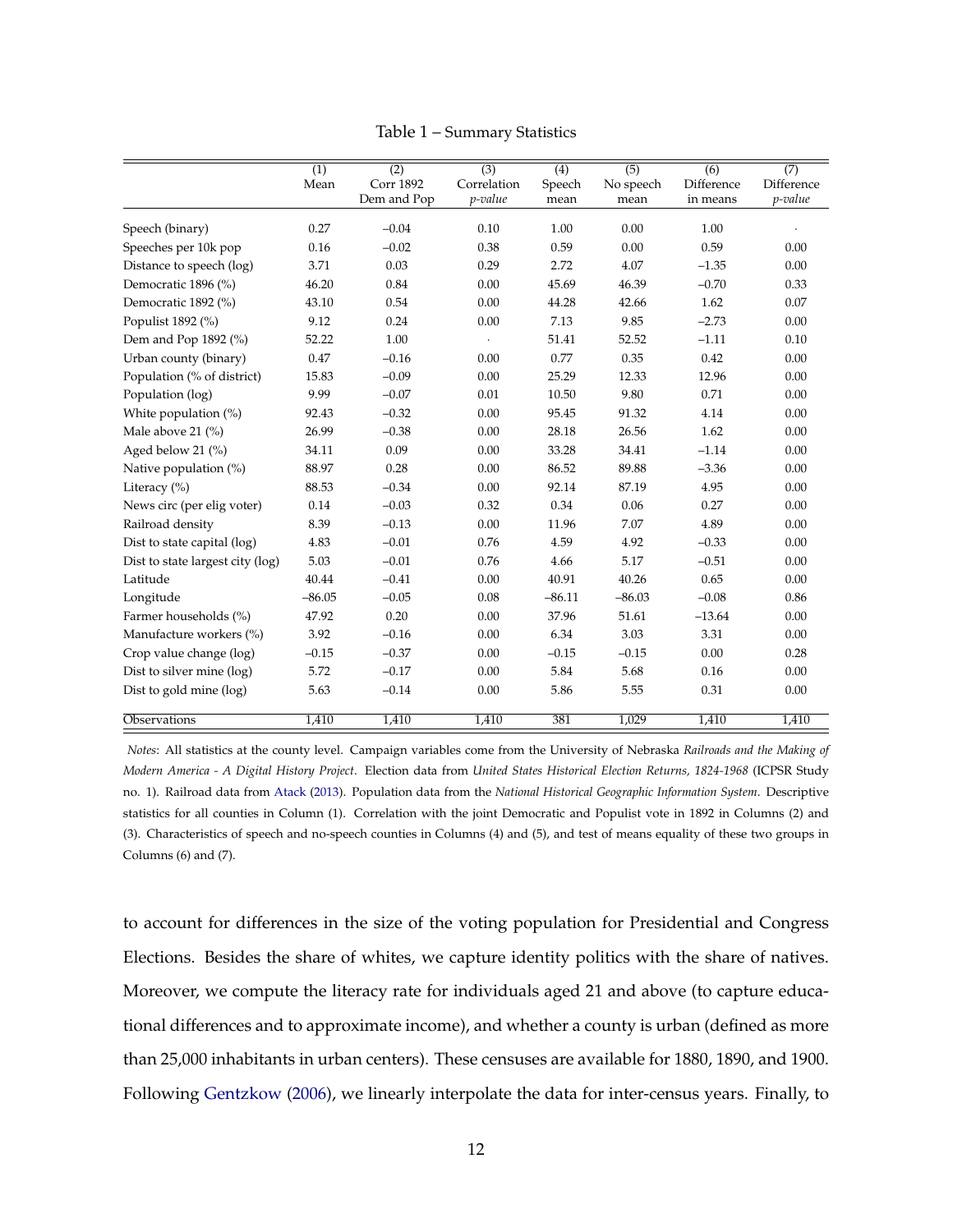Table 1 – Summary Statistics

| | (1) Mean | (2) Corr 1892 Dem and Pop | (3) Correlation *p-value* | (4) Speech mean | (5) No speech mean | (6) Difference in means | (7) Difference *p-value* |
|---|---|---|---|---|---|---|---|
| Speech (binary) | 0.27 | −0.04 | 0.10 | 1.00 | 0.00 | 1.00 | . |
| Speeches per 10k pop | 0.16 | −0.02 | 0.38 | 0.59 | 0.00 | 0.59 | 0.00 |
| Distance to speech (log) | 3.71 | 0.03 | 0.29 | 2.72 | 4.07 | −1.35 | 0.00 |
| Democratic 1896 (%) | 46.20 | 0.84 | 0.00 | 45.69 | 46.39 | −0.70 | 0.33 |
| Democratic 1892 (%) | 43.10 | 0.54 | 0.00 | 44.28 | 42.66 | 1.62 | 0.07 |
| Populist 1892 (%) | 9.12 | 0.24 | 0.00 | 7.13 | 9.85 | −2.73 | 0.00 |
| Dem and Pop 1892 (%) | 52.22 | 1.00 | . | 51.41 | 52.52 | −1.11 | 0.10 |
| Urban county (binary) | 0.47 | −0.16 | 0.00 | 0.77 | 0.35 | 0.42 | 0.00 |
| Population (% of district) | 15.83 | −0.09 | 0.00 | 25.29 | 12.33 | 12.96 | 0.00 |
| Population (log) | 9.99 | −0.07 | 0.01 | 10.50 | 9.80 | 0.71 | 0.00 |
| White population (%) | 92.43 | −0.32 | 0.00 | 95.45 | 91.32 | 4.14 | 0.00 |
| Male above 21 (%) | 26.99 | −0.38 | 0.00 | 28.18 | 26.56 | 1.62 | 0.00 |
| Aged below 21 (%) | 34.11 | 0.09 | 0.00 | 33.28 | 34.41 | −1.14 | 0.00 |
| Native population (%) | 88.97 | 0.28 | 0.00 | 86.52 | 89.88 | −3.36 | 0.00 |
| Literacy (%) | 88.53 | −0.34 | 0.00 | 92.14 | 87.19 | 4.95 | 0.00 |
| News circ (per elig voter) | 0.14 | −0.03 | 0.32 | 0.34 | 0.06 | 0.27 | 0.00 |
| Railroad density | 8.39 | −0.13 | 0.00 | 11.96 | 7.07 | 4.89 | 0.00 |
| Dist to state capital (log) | 4.83 | −0.01 | 0.76 | 4.59 | 4.92 | −0.33 | 0.00 |
| Dist to state largest city (log) | 5.03 | −0.01 | 0.76 | 4.66 | 5.17 | −0.51 | 0.00 |
| Latitude | 40.44 | −0.41 | 0.00 | 40.91 | 40.26 | 0.65 | 0.00 |
| Longitude | −86.05 | −0.05 | 0.08 | −86.11 | −86.03 | −0.08 | 0.86 |
| Farmer households (%) | 47.92 | 0.20 | 0.00 | 37.96 | 51.61 | −13.64 | 0.00 |
| Manufacture workers (%) | 3.92 | −0.16 | 0.00 | 6.34 | 3.03 | 3.31 | 0.00 |
| Crop value change (log) | −0.15 | −0.37 | 0.00 | −0.15 | −0.15 | 0.00 | 0.28 |
| Dist to silver mine (log) | 5.72 | −0.17 | 0.00 | 5.84 | 5.68 | 0.16 | 0.00 |
| Dist to gold mine (log) | 5.63 | −0.14 | 0.00 | 5.86 | 5.55 | 0.31 | 0.00 |
| Observations | 1,410 | 1,410 | 1,410 | 381 | 1,029 | 1,410 | 1,410 |

*Notes*: All statistics at the county level. Campaign variables come from the University of Nebraska *Railroads and the Making of Modern America - A Digital History Project*. Election data from *United States Historical Election Returns, 1824-1968* (ICPSR Study no. 1). Railroad data from Atack (2013). Population data from the *National Historical Geographic Information System*. Descriptive statistics for all counties in Column (1). Correlation with the joint Democratic and Populist vote in 1892 in Columns (2) and (3). Characteristics of speech and no-speech counties in Columns (4) and (5), and test of means equality of these two groups in Columns (6) and (7).

to account for differences in the size of the voting population for Presidential and Congress Elections. Besides the share of whites, we capture identity politics with the share of natives. Moreover, we compute the literacy rate for individuals aged 21 and above (to capture educational differences and to approximate income), and whether a county is urban (defined as more than 25,000 inhabitants in urban centers). These censuses are available for 1880, 1890, and 1900. Following Gentzkow (2006), we linearly interpolate the data for inter-census years. Finally, to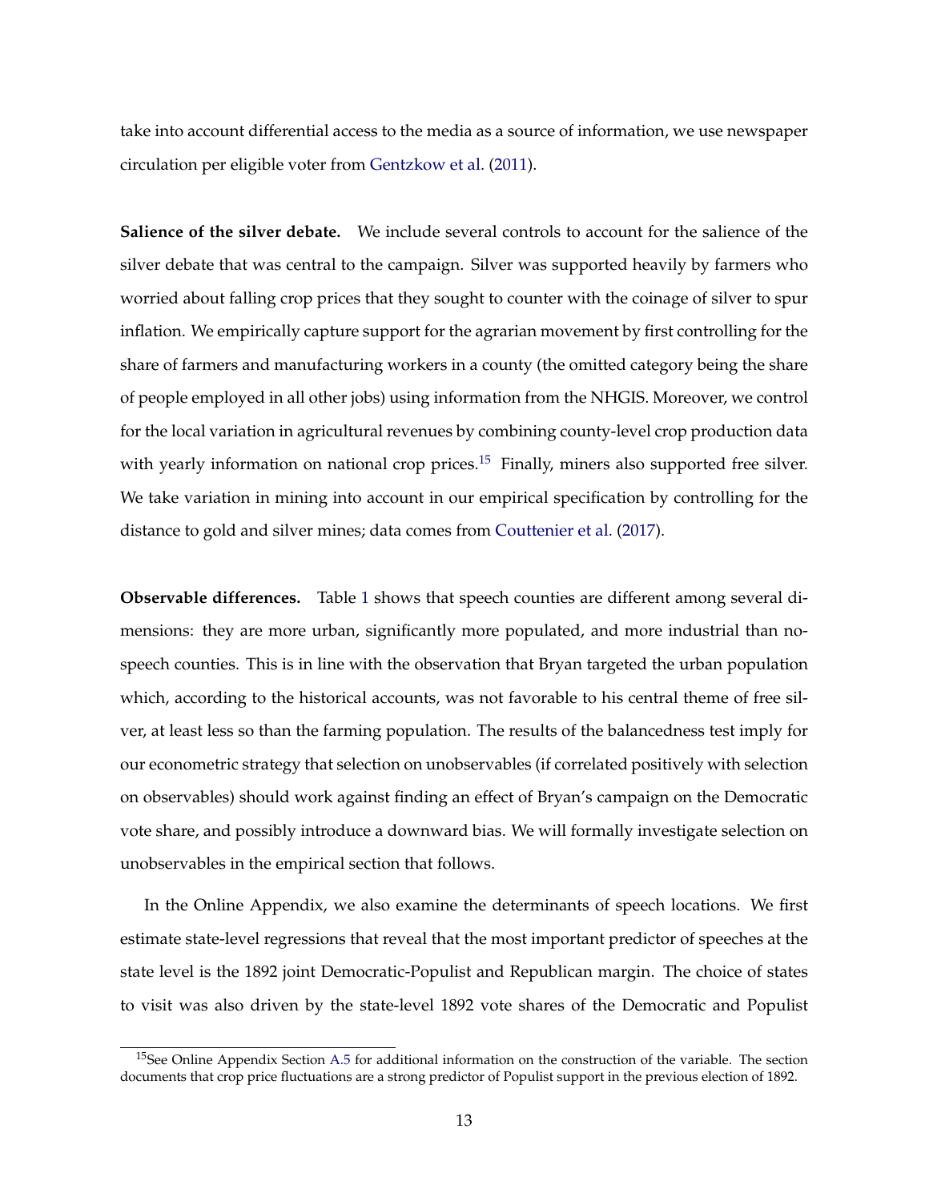take into account differential access to the media as a source of information, we use newspaper circulation per eligible voter from Gentzkow et al. (2011).

**Salience of the silver debate.** We include several controls to account for the salience of the silver debate that was central to the campaign. Silver was supported heavily by farmers who worried about falling crop prices that they sought to counter with the coinage of silver to spur inflation. We empirically capture support for the agrarian movement by first controlling for the share of farmers and manufacturing workers in a county (the omitted category being the share of people employed in all other jobs) using information from the NHGIS. Moreover, we control for the local variation in agricultural revenues by combining county-level crop production data with yearly information on national crop prices.[15] Finally, miners also supported free silver. We take variation in mining into account in our empirical specification by controlling for the distance to gold and silver mines; data comes from Couttenier et al. (2017).

**Observable differences.** Table 1 shows that speech counties are different among several dimensions: they are more urban, significantly more populated, and more industrial than no-speech counties. This is in line with the observation that Bryan targeted the urban population which, according to the historical accounts, was not favorable to his central theme of free silver, at least less so than the farming population. The results of the balancedness test imply for our econometric strategy that selection on unobservables (if correlated positively with selection on observables) should work against finding an effect of Bryan's campaign on the Democratic vote share, and possibly introduce a downward bias. We will formally investigate selection on unobservables in the empirical section that follows.

In the Online Appendix, we also examine the determinants of speech locations. We first estimate state-level regressions that reveal that the most important predictor of speeches at the state level is the 1892 joint Democratic-Populist and Republican margin. The choice of states to visit was also driven by the state-level 1892 vote shares of the Democratic and Populist

[15] See Online Appendix Section A.5 for additional information on the construction of the variable. The section documents that crop price fluctuations are a strong predictor of Populist support in the previous election of 1892.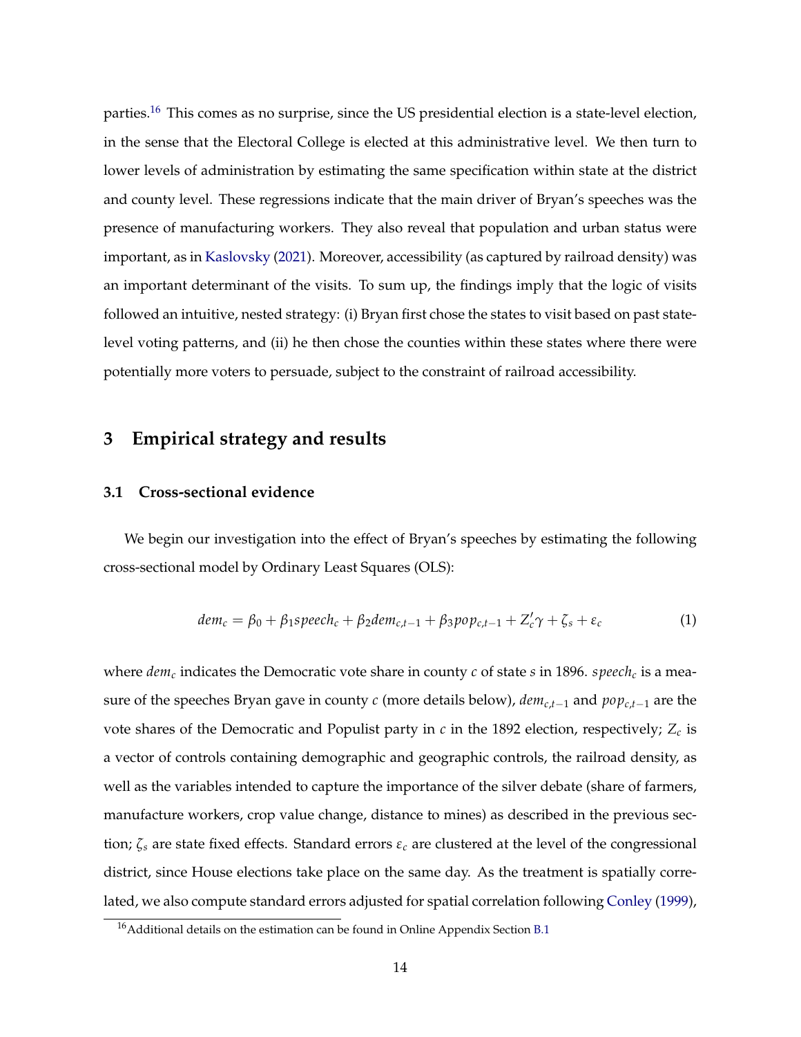parties.[16] This comes as no surprise, since the US presidential election is a state-level election, in the sense that the Electoral College is elected at this administrative level. We then turn to lower levels of administration by estimating the same specification within state at the district and county level. These regressions indicate that the main driver of Bryan's speeches was the presence of manufacturing workers. They also reveal that population and urban status were important, as in Kaslovsky (2021). Moreover, accessibility (as captured by railroad density) was an important determinant of the visits. To sum up, the findings imply that the logic of visits followed an intuitive, nested strategy: (i) Bryan first chose the states to visit based on past state-level voting patterns, and (ii) he then chose the counties within these states where there were potentially more voters to persuade, subject to the constraint of railroad accessibility.

## 3 Empirical strategy and results

### 3.1 Cross-sectional evidence

We begin our investigation into the effect of Bryan's speeches by estimating the following cross-sectional model by Ordinary Least Squares (OLS):

$$dem_c = \beta_0 + \beta_1 speech_c + \beta_2 dem_{c,t-1} + \beta_3 pop_{c,t-1} + Z_c'\gamma + \zeta_s + \varepsilon_c \tag{1}$$

where $dem_c$ indicates the Democratic vote share in county $c$ of state $s$ in 1896. $speech_c$ is a measure of the speeches Bryan gave in county $c$ (more details below), $dem_{c,t-1}$ and $pop_{c,t-1}$ are the vote shares of the Democratic and Populist party in $c$ in the 1892 election, respectively; $Z_c$ is a vector of controls containing demographic and geographic controls, the railroad density, as well as the variables intended to capture the importance of the silver debate (share of farmers, manufacture workers, crop value change, distance to mines) as described in the previous section; $\zeta_s$ are state fixed effects. Standard errors $\varepsilon_c$ are clustered at the level of the congressional district, since House elections take place on the same day. As the treatment is spatially correlated, we also compute standard errors adjusted for spatial correlation following Conley (1999),

[16] Additional details on the estimation can be found in Online Appendix Section B.1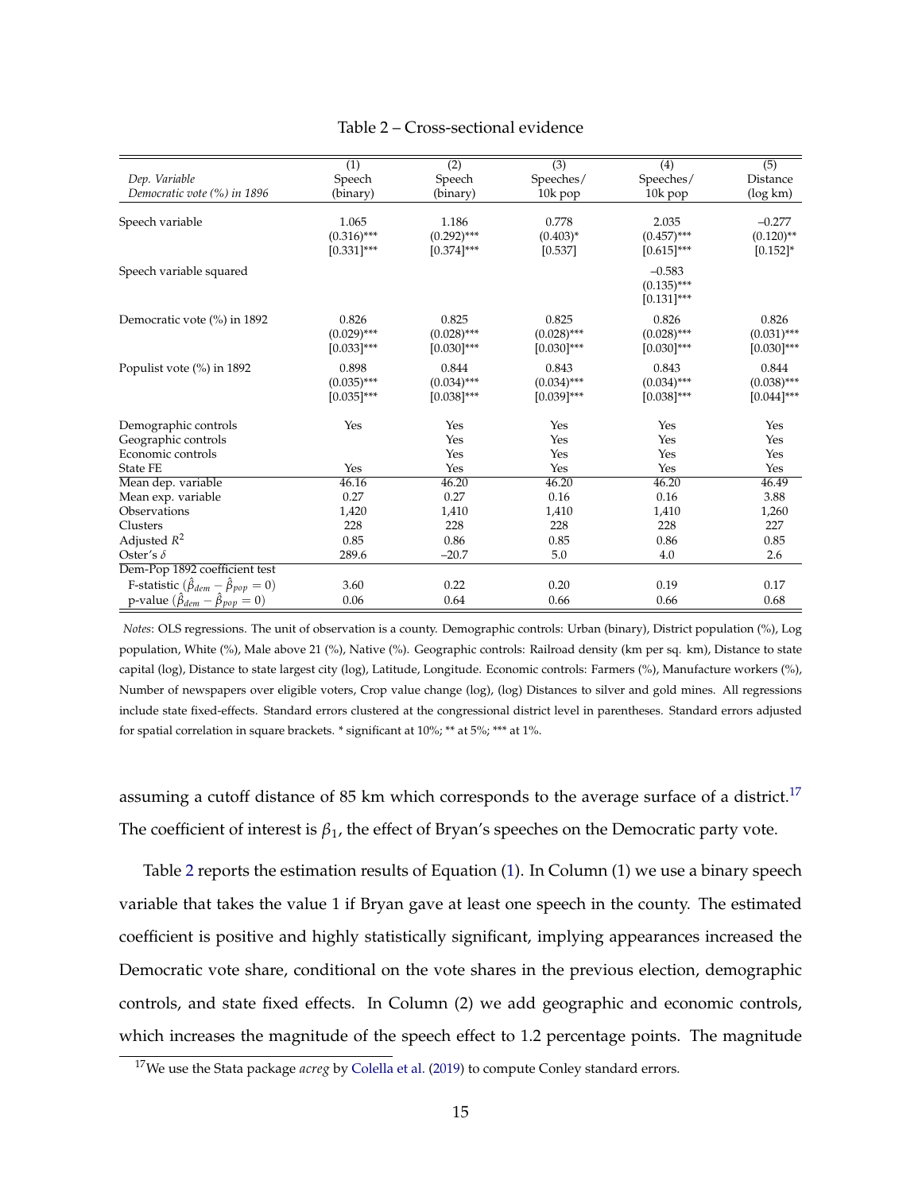Table 2 – Cross-sectional evidence

| *Dep. Variable* <br> *Democratic vote (%) in 1896* | (1) <br> Speech <br> (binary) | (2) <br> Speech <br> (binary) | (3) <br> Speeches/ <br> 10k pop | (4) <br> Speeches/ <br> 10k pop | (5) <br> Distance <br> (log km) |
|---|---|---|---|---|---|
| Speech variable | 1.065 | 1.186 | 0.778 | 2.035 | –0.277 |
| | (0.316)*** | (0.292)*** | (0.403)* | (0.457)*** | (0.120)** |
| | [0.331]*** | [0.374]*** | [0.537] | [0.615]*** | [0.152]* |
| Speech variable squared | | | | –0.583 | |
| | | | | (0.135)*** | |
| | | | | [0.131]*** | |
| Democratic vote (%) in 1892 | 0.826 | 0.825 | 0.825 | 0.826 | 0.826 |
| | (0.029)*** | (0.028)*** | (0.028)*** | (0.028)*** | (0.031)*** |
| | [0.033]*** | [0.030]*** | [0.030]*** | [0.030]*** | [0.030]*** |
| Populist vote (%) in 1892 | 0.898 | 0.844 | 0.843 | 0.843 | 0.844 |
| | (0.035)*** | (0.034)*** | (0.034)*** | (0.034)*** | (0.038)*** |
| | [0.035]*** | [0.038]*** | [0.039]*** | [0.038]*** | [0.044]*** |
| Demographic controls | Yes | Yes | Yes | Yes | Yes |
| Geographic controls | | Yes | Yes | Yes | Yes |
| Economic controls | | Yes | Yes | Yes | Yes |
| State FE | Yes | Yes | Yes | Yes | Yes |
| Mean dep. variable | 46.16 | 46.20 | 46.20 | 46.20 | 46.49 |
| Mean exp. variable | 0.27 | 0.27 | 0.16 | 0.16 | 3.88 |
| Observations | 1,420 | 1,410 | 1,410 | 1,410 | 1,260 |
| Clusters | 228 | 228 | 228 | 228 | 227 |
| Adjusted $R^2$ | 0.85 | 0.86 | 0.85 | 0.86 | 0.85 |
| Oster's $\delta$ | 289.6 | –20.7 | 5.0 | 4.0 | 2.6 |
| Dem-Pop 1892 coefficient test | | | | | |
| F-statistic ($\hat{\beta}_{dem} - \hat{\beta}_{pop} = 0$) | 3.60 | 0.22 | 0.20 | 0.19 | 0.17 |
| p-value ($\hat{\beta}_{dem} - \hat{\beta}_{pop} = 0$) | 0.06 | 0.64 | 0.66 | 0.66 | 0.68 |

*Notes*: OLS regressions. The unit of observation is a county. Demographic controls: Urban (binary), District population (%), Log population, White (%), Male above 21 (%), Native (%). Geographic controls: Railroad density (km per sq. km), Distance to state capital (log), Distance to state largest city (log), Latitude, Longitude. Economic controls: Farmers (%), Manufacture workers (%), Number of newspapers over eligible voters, Crop value change (log), (log) Distances to silver and gold mines. All regressions include state fixed-effects. Standard errors clustered at the congressional district level in parentheses. Standard errors adjusted for spatial correlation in square brackets. * significant at 10%; ** at 5%; *** at 1%.

assuming a cutoff distance of 85 km which corresponds to the average surface of a district.[17] The coefficient of interest is $\beta_1$, the effect of Bryan's speeches on the Democratic party vote.

Table 2 reports the estimation results of Equation (1). In Column (1) we use a binary speech variable that takes the value 1 if Bryan gave at least one speech in the county. The estimated coefficient is positive and highly statistically significant, implying appearances increased the Democratic vote share, conditional on the vote shares in the previous election, demographic controls, and state fixed effects. In Column (2) we add geographic and economic controls, which increases the magnitude of the speech effect to 1.2 percentage points. The magnitude

[17] We use the Stata package *acreg* by Colella et al. (2019) to compute Conley standard errors.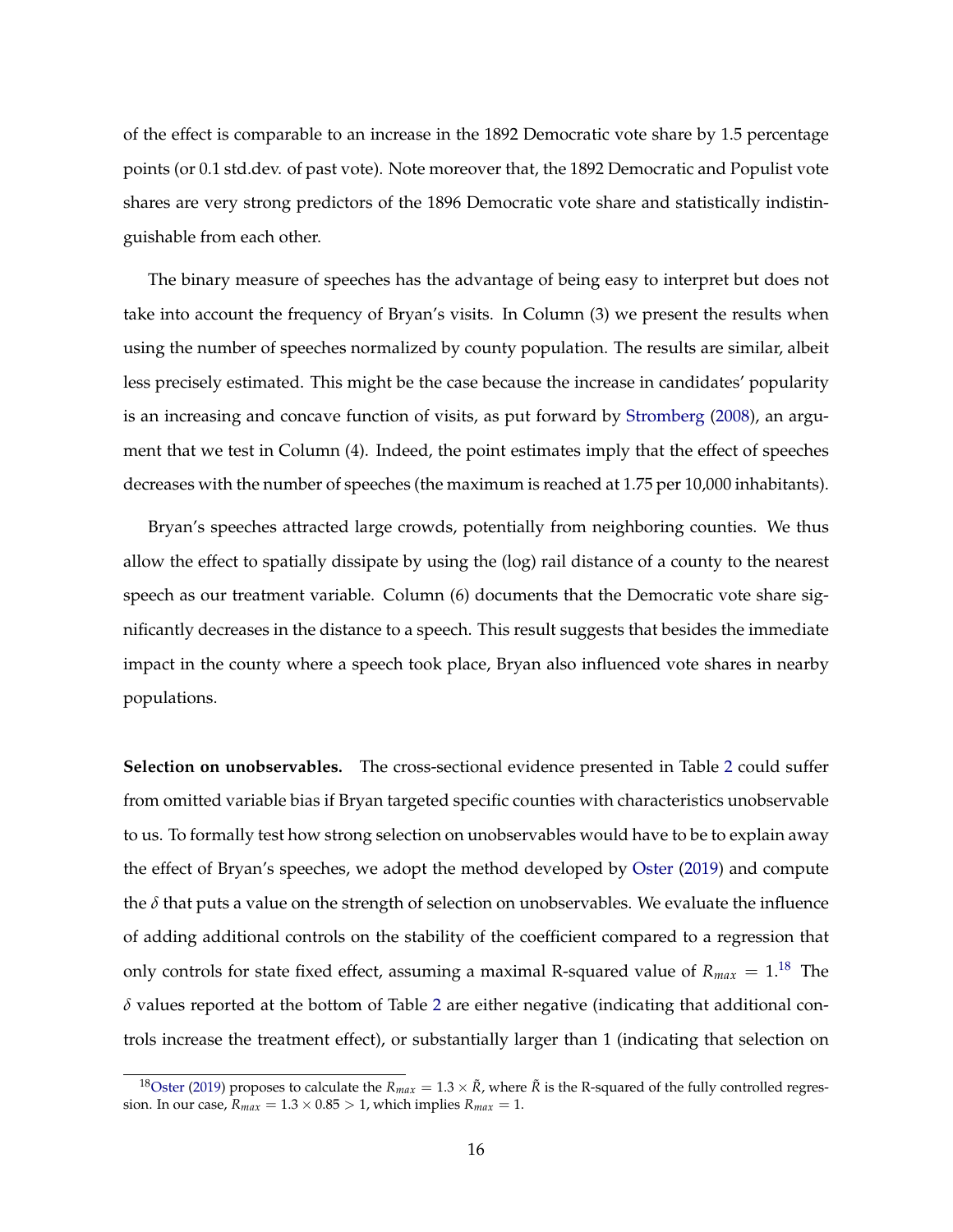of the effect is comparable to an increase in the 1892 Democratic vote share by 1.5 percentage points (or 0.1 std.dev. of past vote). Note moreover that, the 1892 Democratic and Populist vote shares are very strong predictors of the 1896 Democratic vote share and statistically indistinguishable from each other.

The binary measure of speeches has the advantage of being easy to interpret but does not take into account the frequency of Bryan's visits. In Column (3) we present the results when using the number of speeches normalized by county population. The results are similar, albeit less precisely estimated. This might be the case because the increase in candidates' popularity is an increasing and concave function of visits, as put forward by Stromberg (2008), an argument that we test in Column (4). Indeed, the point estimates imply that the effect of speeches decreases with the number of speeches (the maximum is reached at 1.75 per 10,000 inhabitants).

Bryan's speeches attracted large crowds, potentially from neighboring counties. We thus allow the effect to spatially dissipate by using the (log) rail distance of a county to the nearest speech as our treatment variable. Column (6) documents that the Democratic vote share significantly decreases in the distance to a speech. This result suggests that besides the immediate impact in the county where a speech took place, Bryan also influenced vote shares in nearby populations.

**Selection on unobservables.** The cross-sectional evidence presented in Table 2 could suffer from omitted variable bias if Bryan targeted specific counties with characteristics unobservable to us. To formally test how strong selection on unobservables would have to be to explain away the effect of Bryan's speeches, we adopt the method developed by Oster (2019) and compute the $\delta$ that puts a value on the strength of selection on unobservables. We evaluate the influence of adding additional controls on the stability of the coefficient compared to a regression that only controls for state fixed effect, assuming a maximal R-squared value of $R_{max} = 1$.[18] The $\delta$ values reported at the bottom of Table 2 are either negative (indicating that additional controls increase the treatment effect), or substantially larger than 1 (indicating that selection on

[18] Oster (2019) proposes to calculate the $R_{max} = 1.3 \times \tilde{R}$, where $\tilde{R}$ is the R-squared of the fully controlled regression. In our case, $R_{max} = 1.3 \times 0.85 > 1$, which implies $R_{max} = 1$.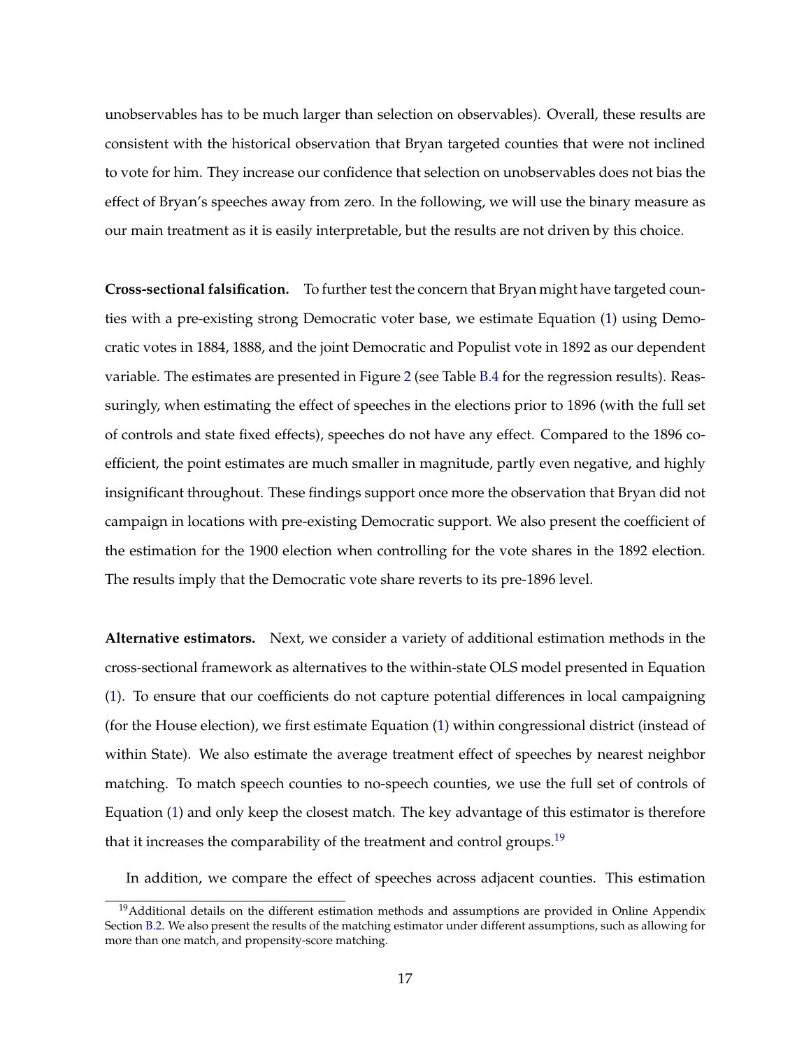unobservables has to be much larger than selection on observables). Overall, these results are consistent with the historical observation that Bryan targeted counties that were not inclined to vote for him. They increase our confidence that selection on unobservables does not bias the effect of Bryan's speeches away from zero. In the following, we will use the binary measure as our main treatment as it is easily interpretable, but the results are not driven by this choice.

**Cross-sectional falsification.** To further test the concern that Bryan might have targeted counties with a pre-existing strong Democratic voter base, we estimate Equation (1) using Democratic votes in 1884, 1888, and the joint Democratic and Populist vote in 1892 as our dependent variable. The estimates are presented in Figure 2 (see Table B.4 for the regression results). Reassuringly, when estimating the effect of speeches in the elections prior to 1896 (with the full set of controls and state fixed effects), speeches do not have any effect. Compared to the 1896 coefficient, the point estimates are much smaller in magnitude, partly even negative, and highly insignificant throughout. These findings support once more the observation that Bryan did not campaign in locations with pre-existing Democratic support. We also present the coefficient of the estimation for the 1900 election when controlling for the vote shares in the 1892 election. The results imply that the Democratic vote share reverts to its pre-1896 level.

**Alternative estimators.** Next, we consider a variety of additional estimation methods in the cross-sectional framework as alternatives to the within-state OLS model presented in Equation (1). To ensure that our coefficients do not capture potential differences in local campaigning (for the House election), we first estimate Equation (1) within congressional district (instead of within State). We also estimate the average treatment effect of speeches by nearest neighbor matching. To match speech counties to no-speech counties, we use the full set of controls of Equation (1) and only keep the closest match. The key advantage of this estimator is therefore that it increases the comparability of the treatment and control groups.[19]

In addition, we compare the effect of speeches across adjacent counties. This estimation

[19] Additional details on the different estimation methods and assumptions are provided in Online Appendix Section B.2. We also present the results of the matching estimator under different assumptions, such as allowing for more than one match, and propensity-score matching.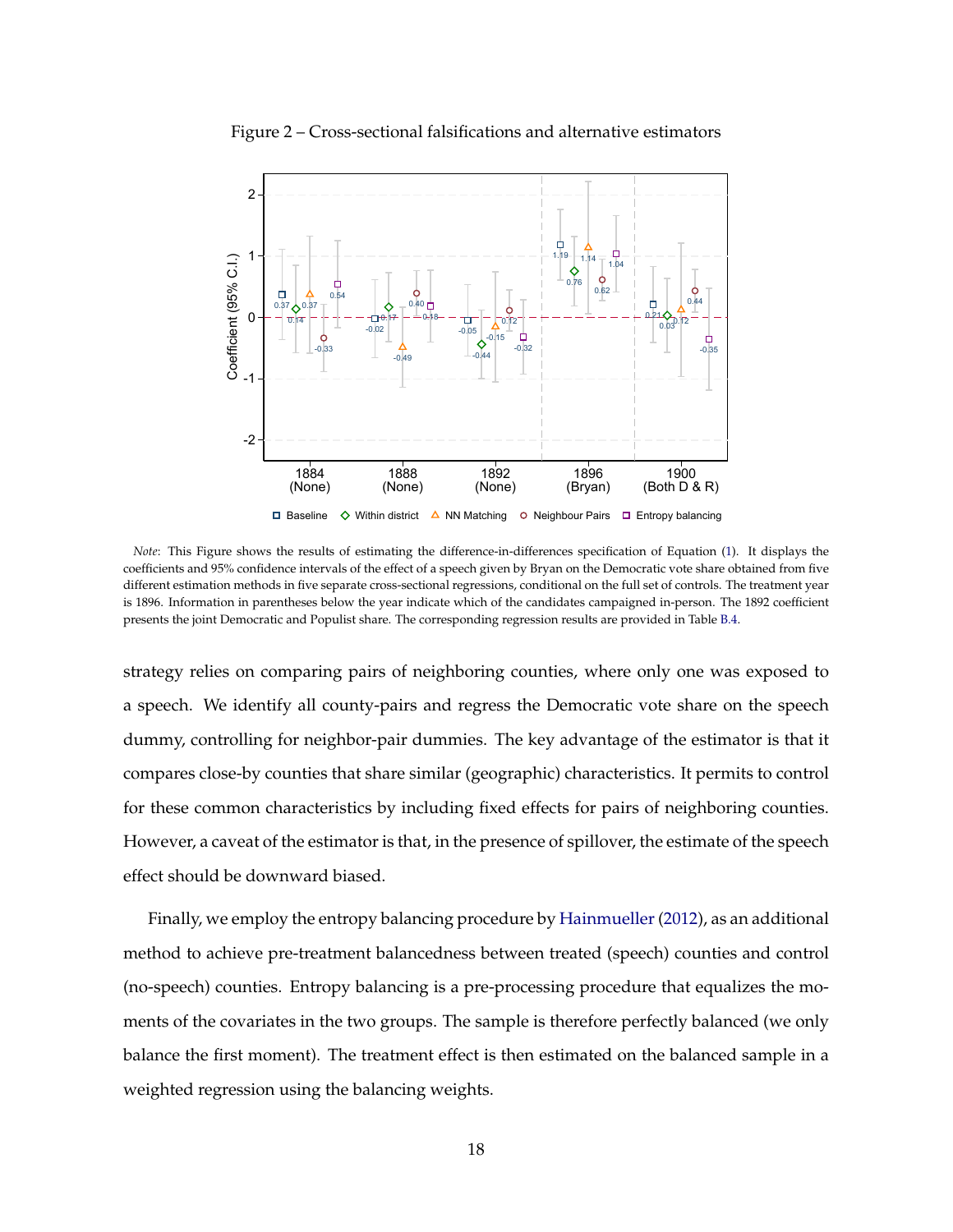Figure 2 – Cross-sectional falsifications and alternative estimators

*Note*: This Figure shows the results of estimating the difference-in-differences specification of Equation (1). It displays the coefficients and 95% confidence intervals of the effect of a speech given by Bryan on the Democratic vote share obtained from five different estimation methods in five separate cross-sectional regressions, conditional on the full set of controls. The treatment year is 1896. Information in parentheses below the year indicate which of the candidates campaigned in-person. The 1892 coefficient presents the joint Democratic and Populist share. The corresponding regression results are provided in Table B.4.

strategy relies on comparing pairs of neighboring counties, where only one was exposed to a speech. We identify all county-pairs and regress the Democratic vote share on the speech dummy, controlling for neighbor-pair dummies. The key advantage of the estimator is that it compares close-by counties that share similar (geographic) characteristics. It permits to control for these common characteristics by including fixed effects for pairs of neighboring counties. However, a caveat of the estimator is that, in the presence of spillover, the estimate of the speech effect should be downward biased.

Finally, we employ the entropy balancing procedure by Hainmueller (2012), as an additional method to achieve pre-treatment balancedness between treated (speech) counties and control (no-speech) counties. Entropy balancing is a pre-processing procedure that equalizes the moments of the covariates in the two groups. The sample is therefore perfectly balanced (we only balance the first moment). The treatment effect is then estimated on the balanced sample in a weighted regression using the balancing weights.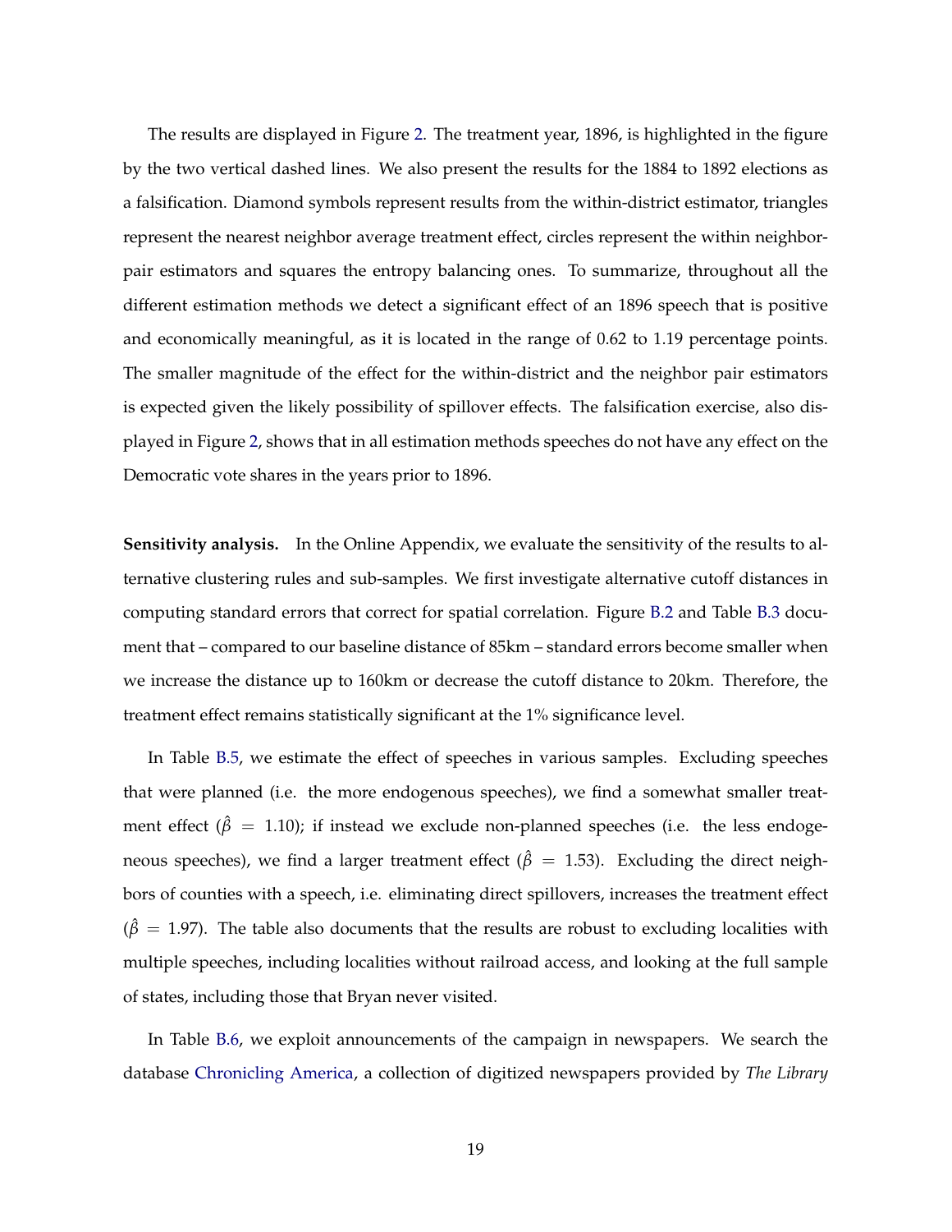The results are displayed in Figure 2. The treatment year, 1896, is highlighted in the figure by the two vertical dashed lines. We also present the results for the 1884 to 1892 elections as a falsification. Diamond symbols represent results from the within-district estimator, triangles represent the nearest neighbor average treatment effect, circles represent the within neighbor-pair estimators and squares the entropy balancing ones. To summarize, throughout all the different estimation methods we detect a significant effect of an 1896 speech that is positive and economically meaningful, as it is located in the range of 0.62 to 1.19 percentage points. The smaller magnitude of the effect for the within-district and the neighbor pair estimators is expected given the likely possibility of spillover effects. The falsification exercise, also displayed in Figure 2, shows that in all estimation methods speeches do not have any effect on the Democratic vote shares in the years prior to 1896.

**Sensitivity analysis.** In the Online Appendix, we evaluate the sensitivity of the results to alternative clustering rules and sub-samples. We first investigate alternative cutoff distances in computing standard errors that correct for spatial correlation. Figure B.2 and Table B.3 document that – compared to our baseline distance of 85km – standard errors become smaller when we increase the distance up to 160km or decrease the cutoff distance to 20km. Therefore, the treatment effect remains statistically significant at the 1% significance level.

In Table B.5, we estimate the effect of speeches in various samples. Excluding speeches that were planned (i.e. the more endogenous speeches), we find a somewhat smaller treatment effect ($\hat{\beta} = 1.10$); if instead we exclude non-planned speeches (i.e. the less endogeneous speeches), we find a larger treatment effect ($\hat{\beta} = 1.53$). Excluding the direct neighbors of counties with a speech, i.e. eliminating direct spillovers, increases the treatment effect ($\hat{\beta} = 1.97$). The table also documents that the results are robust to excluding localities with multiple speeches, including localities without railroad access, and looking at the full sample of states, including those that Bryan never visited.

In Table B.6, we exploit announcements of the campaign in newspapers. We search the database Chronicling America, a collection of digitized newspapers provided by *The Library*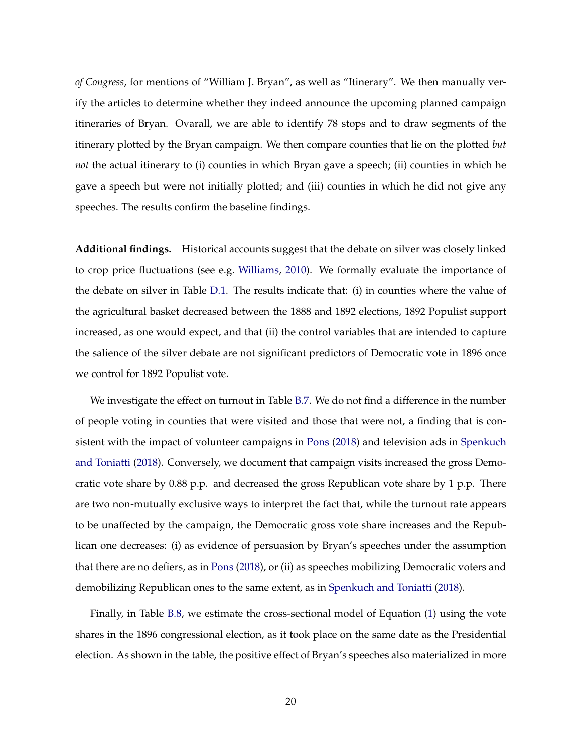*of Congress*, for mentions of "William J. Bryan", as well as "Itinerary". We then manually verify the articles to determine whether they indeed announce the upcoming planned campaign itineraries of Bryan. Ovarall, we are able to identify 78 stops and to draw segments of the itinerary plotted by the Bryan campaign. We then compare counties that lie on the plotted *but not* the actual itinerary to (i) counties in which Bryan gave a speech; (ii) counties in which he gave a speech but were not initially plotted; and (iii) counties in which he did not give any speeches. The results confirm the baseline findings.

**Additional findings.** Historical accounts suggest that the debate on silver was closely linked to crop price fluctuations (see e.g. Williams, 2010). We formally evaluate the importance of the debate on silver in Table D.1. The results indicate that: (i) in counties where the value of the agricultural basket decreased between the 1888 and 1892 elections, 1892 Populist support increased, as one would expect, and that (ii) the control variables that are intended to capture the salience of the silver debate are not significant predictors of Democratic vote in 1896 once we control for 1892 Populist vote.

We investigate the effect on turnout in Table B.7. We do not find a difference in the number of people voting in counties that were visited and those that were not, a finding that is consistent with the impact of volunteer campaigns in Pons (2018) and television ads in Spenkuch and Toniatti (2018). Conversely, we document that campaign visits increased the gross Democratic vote share by 0.88 p.p. and decreased the gross Republican vote share by 1 p.p. There are two non-mutually exclusive ways to interpret the fact that, while the turnout rate appears to be unaffected by the campaign, the Democratic gross vote share increases and the Republican one decreases: (i) as evidence of persuasion by Bryan's speeches under the assumption that there are no defiers, as in Pons (2018), or (ii) as speeches mobilizing Democratic voters and demobilizing Republican ones to the same extent, as in Spenkuch and Toniatti (2018).

Finally, in Table B.8, we estimate the cross-sectional model of Equation (1) using the vote shares in the 1896 congressional election, as it took place on the same date as the Presidential election. As shown in the table, the positive effect of Bryan's speeches also materialized in more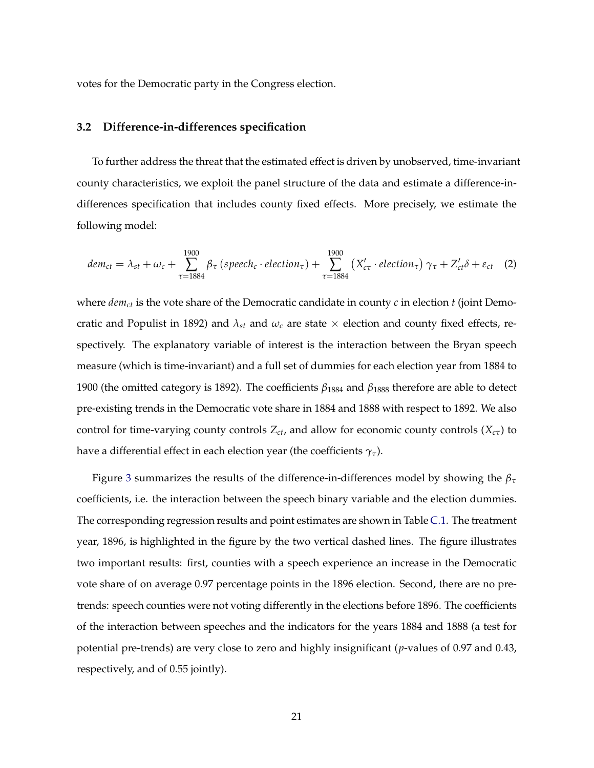votes for the Democratic party in the Congress election.

### 3.2 Difference-in-differences specification

To further address the threat that the estimated effect is driven by unobserved, time-invariant county characteristics, we exploit the panel structure of the data and estimate a difference-in-differences specification that includes county fixed effects. More precisely, we estimate the following model:

$$dem_{ct} = \lambda_{st} + \omega_c + \sum_{\tau=1884}^{1900} \beta_\tau \left( speech_c \cdot election_\tau \right) + \sum_{\tau=1884}^{1900} \left( X'_{c\tau} \cdot election_\tau \right) \gamma_\tau + Z'_{ct}\delta + \varepsilon_{ct} \quad (2)$$

where $dem_{ct}$ is the vote share of the Democratic candidate in county $c$ in election $t$ (joint Democratic and Populist in 1892) and $\lambda_{st}$ and $\omega_c$ are state $\times$ election and county fixed effects, respectively. The explanatory variable of interest is the interaction between the Bryan speech measure (which is time-invariant) and a full set of dummies for each election year from 1884 to 1900 (the omitted category is 1892). The coefficients $\beta_{1884}$ and $\beta_{1888}$ therefore are able to detect pre-existing trends in the Democratic vote share in 1884 and 1888 with respect to 1892. We also control for time-varying county controls $Z_{ct}$, and allow for economic county controls ($X_{c\tau}$) to have a differential effect in each election year (the coefficients $\gamma_\tau$).

Figure 3 summarizes the results of the difference-in-differences model by showing the $\beta_\tau$ coefficients, i.e. the interaction between the speech binary variable and the election dummies. The corresponding regression results and point estimates are shown in Table C.1. The treatment year, 1896, is highlighted in the figure by the two vertical dashed lines. The figure illustrates two important results: first, counties with a speech experience an increase in the Democratic vote share of on average 0.97 percentage points in the 1896 election. Second, there are no pre-trends: speech counties were not voting differently in the elections before 1896. The coefficients of the interaction between speeches and the indicators for the years 1884 and 1888 (a test for potential pre-trends) are very close to zero and highly insignificant ($p$-values of 0.97 and 0.43, respectively, and of 0.55 jointly).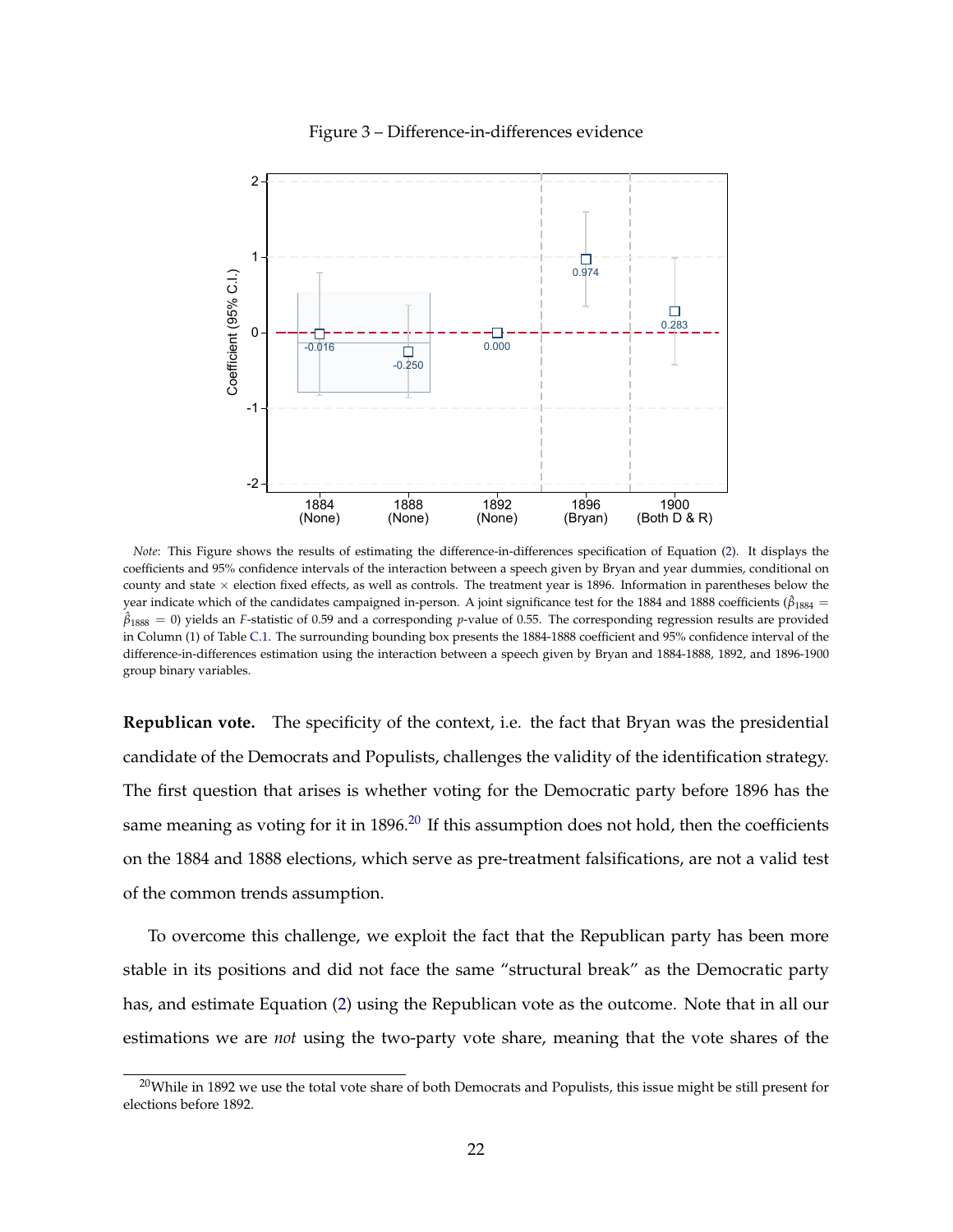Figure 3 – Difference-in-differences evidence

*Note*: This Figure shows the results of estimating the difference-in-differences specification of Equation (2). It displays the coefficients and 95% confidence intervals of the interaction between a speech given by Bryan and year dummies, conditional on county and state × election fixed effects, as well as controls. The treatment year is 1896. Information in parentheses below the year indicate which of the candidates campaigned in-person. A joint significance test for the 1884 and 1888 coefficients ($\hat{\beta}_{1884} = \hat{\beta}_{1888} = 0$) yields an $F$-statistic of 0.59 and a corresponding $p$-value of 0.55. The corresponding regression results are provided in Column (1) of Table C.1. The surrounding bounding box presents the 1884-1888 coefficient and 95% confidence interval of the difference-in-differences estimation using the interaction between a speech given by Bryan and 1884-1888, 1892, and 1896-1900 group binary variables.

**Republican vote.** The specificity of the context, i.e. the fact that Bryan was the presidential candidate of the Democrats and Populists, challenges the validity of the identification strategy. The first question that arises is whether voting for the Democratic party before 1896 has the same meaning as voting for it in 1896.[20] If this assumption does not hold, then the coefficients on the 1884 and 1888 elections, which serve as pre-treatment falsifications, are not a valid test of the common trends assumption.

To overcome this challenge, we exploit the fact that the Republican party has been more stable in its positions and did not face the same "structural break" as the Democratic party has, and estimate Equation (2) using the Republican vote as the outcome. Note that in all our estimations we are *not* using the two-party vote share, meaning that the vote shares of the

[20] While in 1892 we use the total vote share of both Democrats and Populists, this issue might be still present for elections before 1892.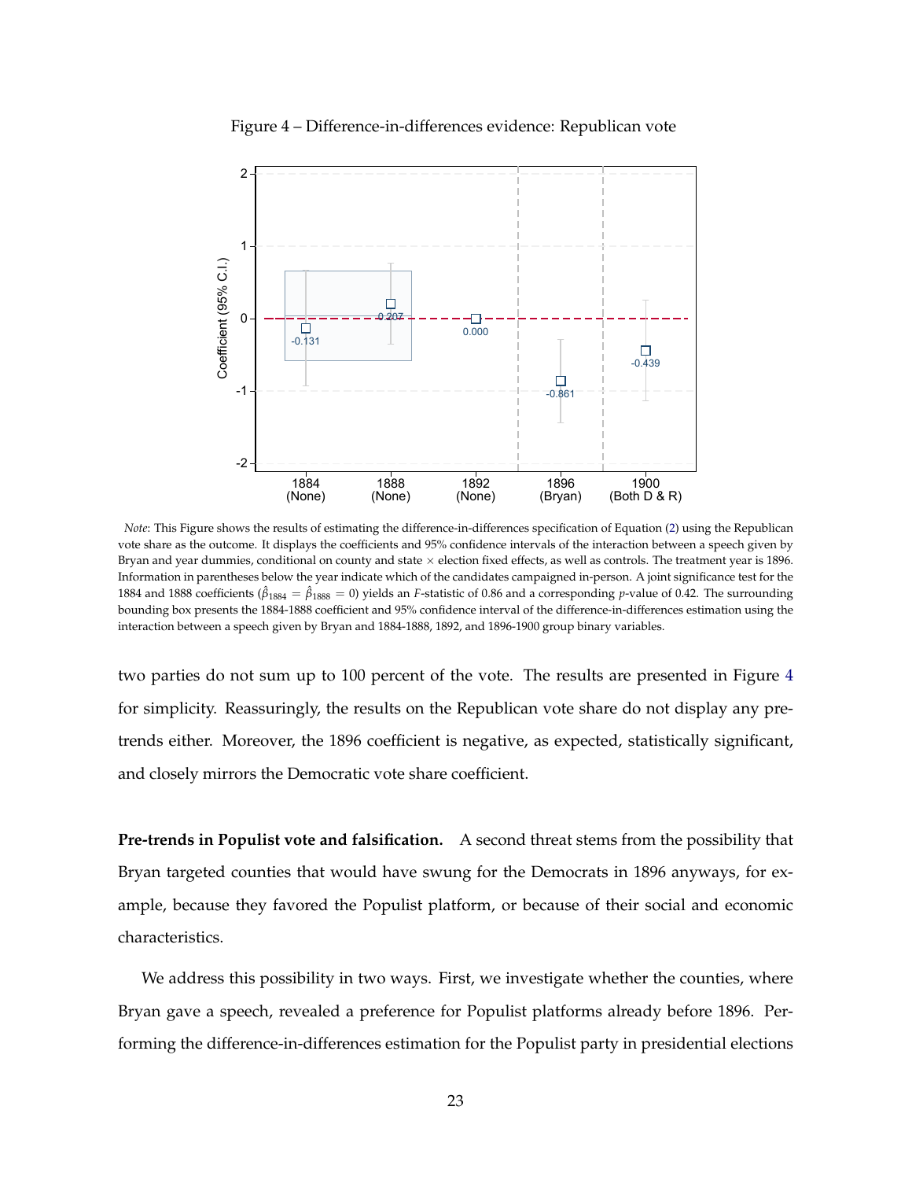Figure 4 – Difference-in-differences evidence: Republican vote

*Note*: This Figure shows the results of estimating the difference-in-differences specification of Equation (2) using the Republican vote share as the outcome. It displays the coefficients and 95% confidence intervals of the interaction between a speech given by Bryan and year dummies, conditional on county and state × election fixed effects, as well as controls. The treatment year is 1896. Information in parentheses below the year indicate which of the candidates campaigned in-person. A joint significance test for the 1884 and 1888 coefficients ($\hat{\beta}_{1884} = \hat{\beta}_{1888} = 0$) yields an $F$-statistic of 0.86 and a corresponding $p$-value of 0.42. The surrounding bounding box presents the 1884-1888 coefficient and 95% confidence interval of the difference-in-differences estimation using the interaction between a speech given by Bryan and 1884-1888, 1892, and 1896-1900 group binary variables.

two parties do not sum up to 100 percent of the vote. The results are presented in Figure 4 for simplicity. Reassuringly, the results on the Republican vote share do not display any pre-trends either. Moreover, the 1896 coefficient is negative, as expected, statistically significant, and closely mirrors the Democratic vote share coefficient.

**Pre-trends in Populist vote and falsification.** A second threat stems from the possibility that Bryan targeted counties that would have swung for the Democrats in 1896 anyways, for example, because they favored the Populist platform, or because of their social and economic characteristics.

We address this possibility in two ways. First, we investigate whether the counties, where Bryan gave a speech, revealed a preference for Populist platforms already before 1896. Performing the difference-in-differences estimation for the Populist party in presidential elections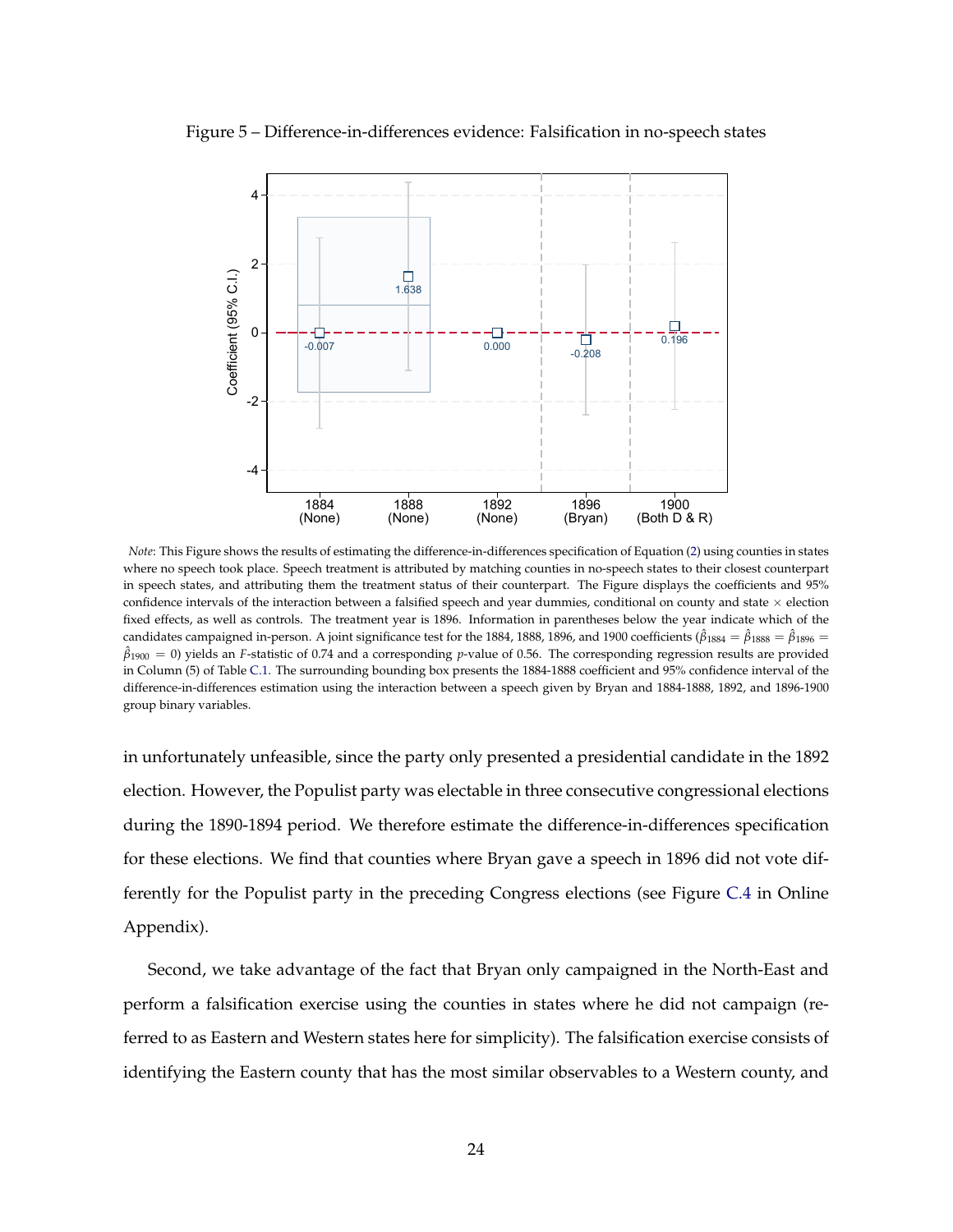Figure 5 – Difference-in-differences evidence: Falsification in no-speech states

*Note*: This Figure shows the results of estimating the difference-in-differences specification of Equation (2) using counties in states where no speech took place. Speech treatment is attributed by matching counties in no-speech states to their closest counterpart in speech states, and attributing them the treatment status of their counterpart. The Figure displays the coefficients and 95% confidence intervals of the interaction between a falsified speech and year dummies, conditional on county and state × election fixed effects, as well as controls. The treatment year is 1896. Information in parentheses below the year indicate which of the candidates campaigned in-person. A joint significance test for the 1884, 1888, 1896, and 1900 coefficients ($\hat{\beta}_{1884} = \hat{\beta}_{1888} = \hat{\beta}_{1896} = \hat{\beta}_{1900} = 0$) yields an $F$-statistic of 0.74 and a corresponding $p$-value of 0.56. The corresponding regression results are provided in Column (5) of Table C.1. The surrounding bounding box presents the 1884-1888 coefficient and 95% confidence interval of the difference-in-differences estimation using the interaction between a speech given by Bryan and 1884-1888, 1892, and 1896-1900 group binary variables.

in unfortunately unfeasible, since the party only presented a presidential candidate in the 1892 election. However, the Populist party was electable in three consecutive congressional elections during the 1890-1894 period. We therefore estimate the difference-in-differences specification for these elections. We find that counties where Bryan gave a speech in 1896 did not vote differently for the Populist party in the preceding Congress elections (see Figure C.4 in Online Appendix).

Second, we take advantage of the fact that Bryan only campaigned in the North-East and perform a falsification exercise using the counties in states where he did not campaign (referred to as Eastern and Western states here for simplicity). The falsification exercise consists of identifying the Eastern county that has the most similar observables to a Western county, and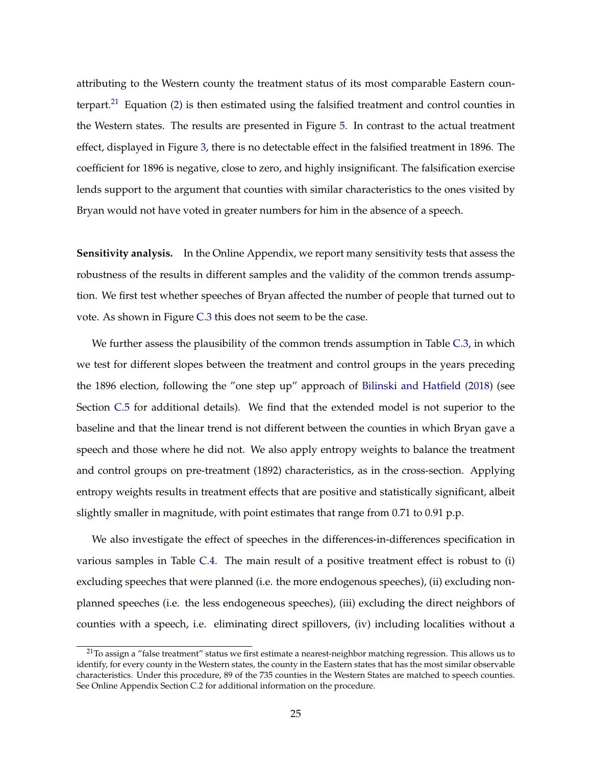attributing to the Western county the treatment status of its most comparable Eastern counterpart.[21] Equation (2) is then estimated using the falsified treatment and control counties in the Western states. The results are presented in Figure 5. In contrast to the actual treatment effect, displayed in Figure 3, there is no detectable effect in the falsified treatment in 1896. The coefficient for 1896 is negative, close to zero, and highly insignificant. The falsification exercise lends support to the argument that counties with similar characteristics to the ones visited by Bryan would not have voted in greater numbers for him in the absence of a speech.

**Sensitivity analysis.** In the Online Appendix, we report many sensitivity tests that assess the robustness of the results in different samples and the validity of the common trends assumption. We first test whether speeches of Bryan affected the number of people that turned out to vote. As shown in Figure C.3 this does not seem to be the case.

We further assess the plausibility of the common trends assumption in Table C.3, in which we test for different slopes between the treatment and control groups in the years preceding the 1896 election, following the "one step up" approach of Bilinski and Hatfield (2018) (see Section C.5 for additional details). We find that the extended model is not superior to the baseline and that the linear trend is not different between the counties in which Bryan gave a speech and those where he did not. We also apply entropy weights to balance the treatment and control groups on pre-treatment (1892) characteristics, as in the cross-section. Applying entropy weights results in treatment effects that are positive and statistically significant, albeit slightly smaller in magnitude, with point estimates that range from 0.71 to 0.91 p.p.

We also investigate the effect of speeches in the differences-in-differences specification in various samples in Table C.4. The main result of a positive treatment effect is robust to (i) excluding speeches that were planned (i.e. the more endogenous speeches), (ii) excluding non-planned speeches (i.e. the less endogeneous speeches), (iii) excluding the direct neighbors of counties with a speech, i.e. eliminating direct spillovers, (iv) including localities without a

[21] To assign a "false treatment" status we first estimate a nearest-neighbor matching regression. This allows us to identify, for every county in the Western states, the county in the Eastern states that has the most similar observable characteristics. Under this procedure, 89 of the 735 counties in the Western States are matched to speech counties. See Online Appendix Section C.2 for additional information on the procedure.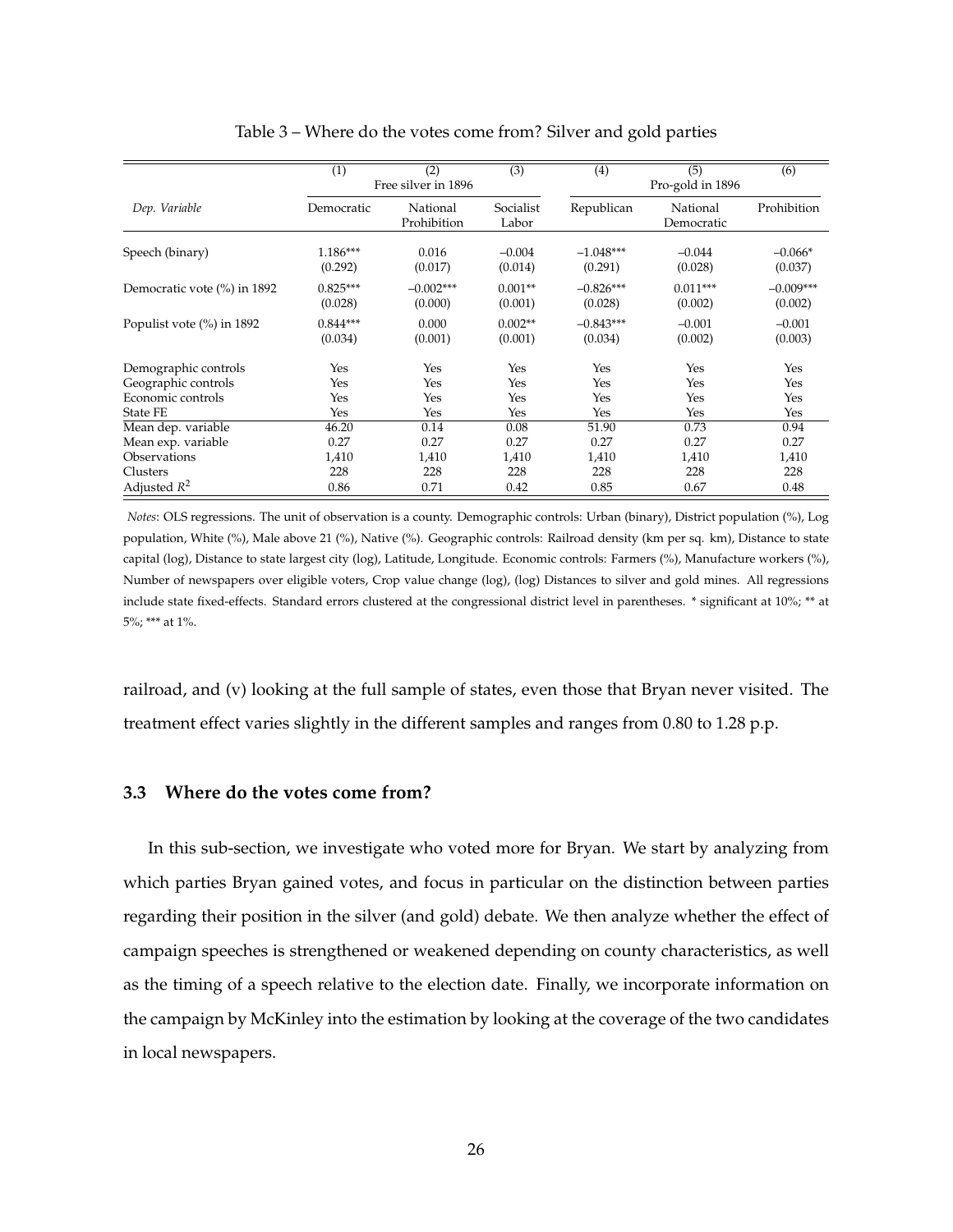Table 3 – Where do the votes come from? Silver and gold parties

| | (1) | (2) | (3) | (4) | (5) | (6) |
|---|---|---|---|---|---|---|
| | Free silver in 1896 | | | Pro-gold in 1896 | | |
| *Dep. Variable* | Democratic | National Prohibition | Socialist Labor | Republican | National Democratic | Prohibition |
| Speech (binary) | 1.186*** | 0.016 | −0.004 | −1.048*** | −0.044 | −0.066* |
| | (0.292) | (0.017) | (0.014) | (0.291) | (0.028) | (0.037) |
| Democratic vote (%) in 1892 | 0.825*** | −0.002*** | 0.001** | −0.826*** | 0.011*** | −0.009*** |
| | (0.028) | (0.000) | (0.001) | (0.028) | (0.002) | (0.002) |
| Populist vote (%) in 1892 | 0.844*** | 0.000 | 0.002** | −0.843*** | −0.001 | −0.001 |
| | (0.034) | (0.001) | (0.001) | (0.034) | (0.002) | (0.003) |
| Demographic controls | Yes | Yes | Yes | Yes | Yes | Yes |
| Geographic controls | Yes | Yes | Yes | Yes | Yes | Yes |
| Economic controls | Yes | Yes | Yes | Yes | Yes | Yes |
| State FE | Yes | Yes | Yes | Yes | Yes | Yes |
| Mean dep. variable | 46.20 | 0.14 | 0.08 | 51.90 | 0.73 | 0.94 |
| Mean exp. variable | 0.27 | 0.27 | 0.27 | 0.27 | 0.27 | 0.27 |
| Observations | 1,410 | 1,410 | 1,410 | 1,410 | 1,410 | 1,410 |
| Clusters | 228 | 228 | 228 | 228 | 228 | 228 |
| Adjusted $R^2$ | 0.86 | 0.71 | 0.42 | 0.85 | 0.67 | 0.48 |

*Notes*: OLS regressions. The unit of observation is a county. Demographic controls: Urban (binary), District population (%), Log population, White (%), Male above 21 (%), Native (%). Geographic controls: Railroad density (km per sq. km), Distance to state capital (log), Distance to state largest city (log), Latitude, Longitude. Economic controls: Farmers (%), Manufacture workers (%), Number of newspapers over eligible voters, Crop value change (log), (log) Distances to silver and gold mines. All regressions include state fixed-effects. Standard errors clustered at the congressional district level in parentheses. * significant at 10%; ** at 5%; *** at 1%.

railroad, and (v) looking at the full sample of states, even those that Bryan never visited. The treatment effect varies slightly in the different samples and ranges from 0.80 to 1.28 p.p.

### 3.3 Where do the votes come from?

In this sub-section, we investigate who voted more for Bryan. We start by analyzing from which parties Bryan gained votes, and focus in particular on the distinction between parties regarding their position in the silver (and gold) debate. We then analyze whether the effect of campaign speeches is strengthened or weakened depending on county characteristics, as well as the timing of a speech relative to the election date. Finally, we incorporate information on the campaign by McKinley into the estimation by looking at the coverage of the two candidates in local newspapers.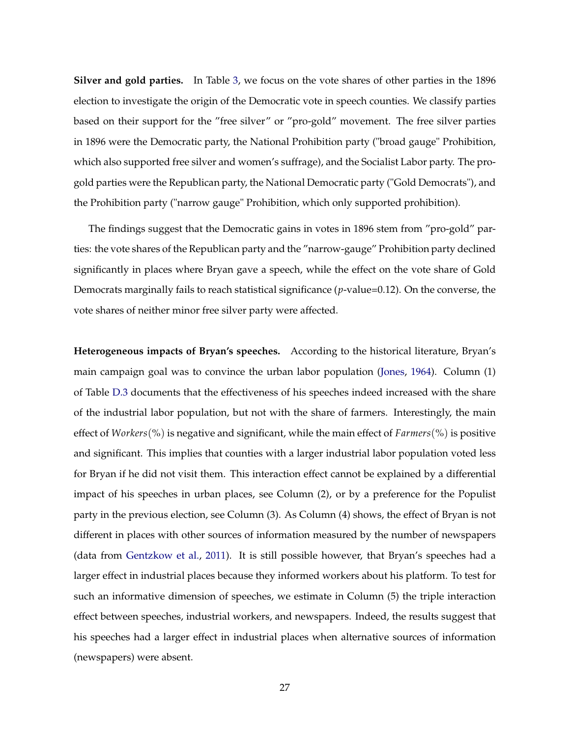**Silver and gold parties.** In Table 3, we focus on the vote shares of other parties in the 1896 election to investigate the origin of the Democratic vote in speech counties. We classify parties based on their support for the "free silver" or "pro-gold" movement. The free silver parties in 1896 were the Democratic party, the National Prohibition party ("broad gauge" Prohibition, which also supported free silver and women's suffrage), and the Socialist Labor party. The pro-gold parties were the Republican party, the National Democratic party ("Gold Democrats"), and the Prohibition party ("narrow gauge" Prohibition, which only supported prohibition).

The findings suggest that the Democratic gains in votes in 1896 stem from "pro-gold" parties: the vote shares of the Republican party and the "narrow-gauge" Prohibition party declined significantly in places where Bryan gave a speech, while the effect on the vote share of Gold Democrats marginally fails to reach statistical significance ($p$-value=0.12). On the converse, the vote shares of neither minor free silver party were affected.

**Heterogeneous impacts of Bryan's speeches.** According to the historical literature, Bryan's main campaign goal was to convince the urban labor population (Jones, 1964). Column (1) of Table D.3 documents that the effectiveness of his speeches indeed increased with the share of the industrial labor population, but not with the share of farmers. Interestingly, the main effect of $Workers(\%)$ is negative and significant, while the main effect of $Farmers(\%)$ is positive and significant. This implies that counties with a larger industrial labor population voted less for Bryan if he did not visit them. This interaction effect cannot be explained by a differential impact of his speeches in urban places, see Column (2), or by a preference for the Populist party in the previous election, see Column (3). As Column (4) shows, the effect of Bryan is not different in places with other sources of information measured by the number of newspapers (data from Gentzkow et al., 2011). It is still possible however, that Bryan's speeches had a larger effect in industrial places because they informed workers about his platform. To test for such an informative dimension of speeches, we estimate in Column (5) the triple interaction effect between speeches, industrial workers, and newspapers. Indeed, the results suggest that his speeches had a larger effect in industrial places when alternative sources of information (newspapers) were absent.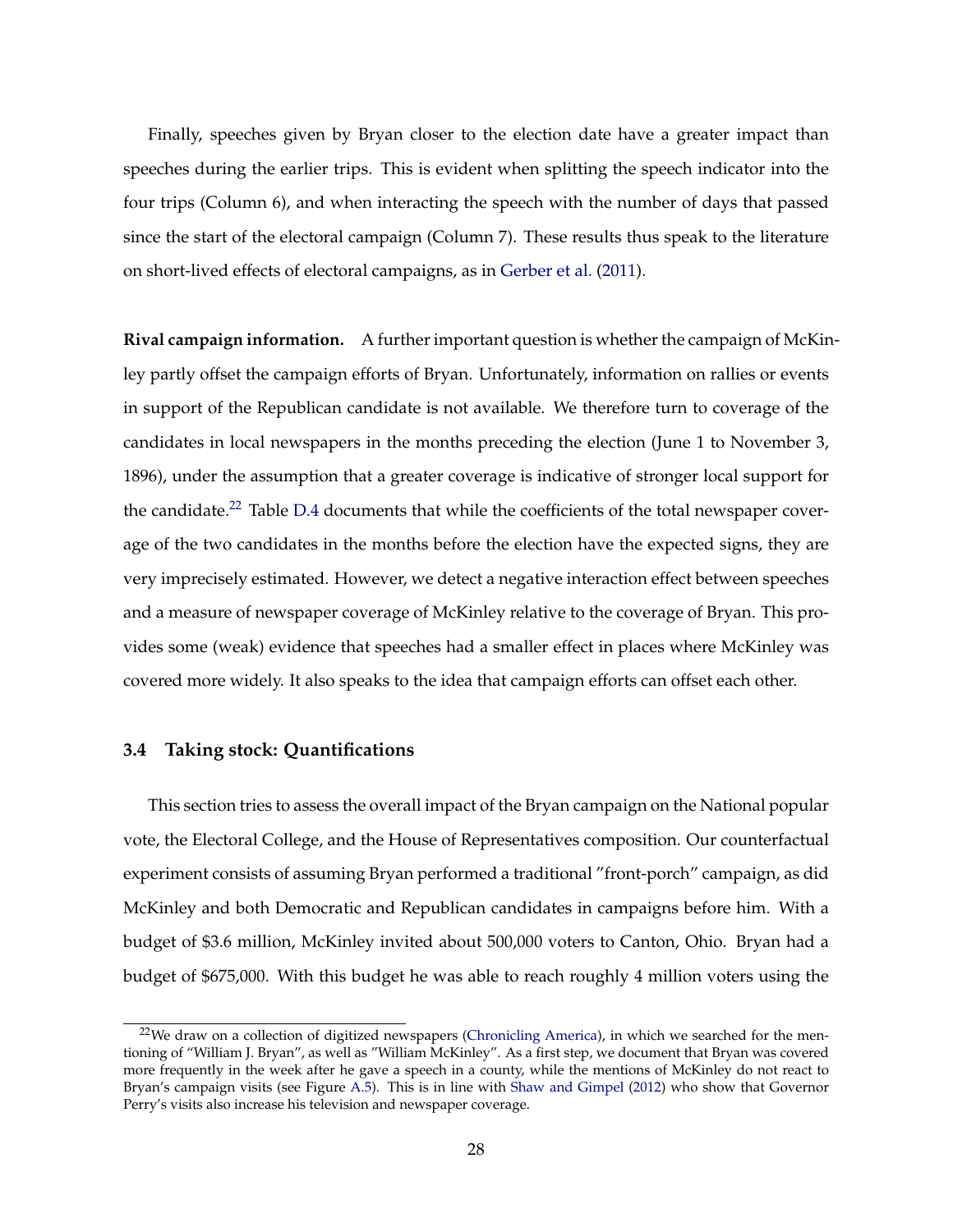Finally, speeches given by Bryan closer to the election date have a greater impact than speeches during the earlier trips. This is evident when splitting the speech indicator into the four trips (Column 6), and when interacting the speech with the number of days that passed since the start of the electoral campaign (Column 7). These results thus speak to the literature on short-lived effects of electoral campaigns, as in Gerber et al. (2011).

**Rival campaign information.** A further important question is whether the campaign of McKinley partly offset the campaign efforts of Bryan. Unfortunately, information on rallies or events in support of the Republican candidate is not available. We therefore turn to coverage of the candidates in local newspapers in the months preceding the election (June 1 to November 3, 1896), under the assumption that a greater coverage is indicative of stronger local support for the candidate.[22] Table D.4 documents that while the coefficients of the total newspaper coverage of the two candidates in the months before the election have the expected signs, they are very imprecisely estimated. However, we detect a negative interaction effect between speeches and a measure of newspaper coverage of McKinley relative to the coverage of Bryan. This provides some (weak) evidence that speeches had a smaller effect in places where McKinley was covered more widely. It also speaks to the idea that campaign efforts can offset each other.

### 3.4 Taking stock: Quantifications

This section tries to assess the overall impact of the Bryan campaign on the National popular vote, the Electoral College, and the House of Representatives composition. Our counterfactual experiment consists of assuming Bryan performed a traditional "front-porch" campaign, as did McKinley and both Democratic and Republican candidates in campaigns before him. With a budget of \$3.6 million, McKinley invited about 500,000 voters to Canton, Ohio. Bryan had a budget of \$675,000. With this budget he was able to reach roughly 4 million voters using the

[22] We draw on a collection of digitized newspapers (Chronicling America), in which we searched for the mentioning of "William J. Bryan", as well as "William McKinley". As a first step, we document that Bryan was covered more frequently in the week after he gave a speech in a county, while the mentions of McKinley do not react to Bryan's campaign visits (see Figure A.5). This is in line with Shaw and Gimpel (2012) who show that Governor Perry's visits also increase his television and newspaper coverage.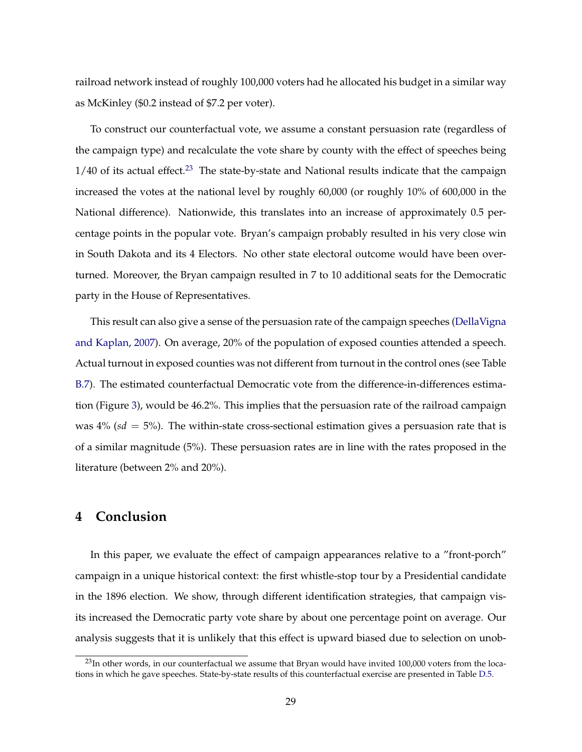railroad network instead of roughly 100,000 voters had he allocated his budget in a similar way as McKinley ($0.2 instead of $7.2 per voter).

To construct our counterfactual vote, we assume a constant persuasion rate (regardless of the campaign type) and recalculate the vote share by county with the effect of speeches being 1/40 of its actual effect.[23] The state-by-state and National results indicate that the campaign increased the votes at the national level by roughly 60,000 (or roughly 10% of 600,000 in the National difference). Nationwide, this translates into an increase of approximately 0.5 percentage points in the popular vote. Bryan's campaign probably resulted in his very close win in South Dakota and its 4 Electors. No other state electoral outcome would have been overturned. Moreover, the Bryan campaign resulted in 7 to 10 additional seats for the Democratic party in the House of Representatives.

This result can also give a sense of the persuasion rate of the campaign speeches (DellaVigna and Kaplan, 2007). On average, 20% of the population of exposed counties attended a speech. Actual turnout in exposed counties was not different from turnout in the control ones (see Table B.7). The estimated counterfactual Democratic vote from the difference-in-differences estimation (Figure 3), would be 46.2%. This implies that the persuasion rate of the railroad campaign was 4% ($sd = 5\%$). The within-state cross-sectional estimation gives a persuasion rate that is of a similar magnitude (5%). These persuasion rates are in line with the rates proposed in the literature (between 2% and 20%).

# 4 Conclusion

In this paper, we evaluate the effect of campaign appearances relative to a "front-porch" campaign in a unique historical context: the first whistle-stop tour by a Presidential candidate in the 1896 election. We show, through different identification strategies, that campaign visits increased the Democratic party vote share by about one percentage point on average. Our analysis suggests that it is unlikely that this effect is upward biased due to selection on unob-

[23] In other words, in our counterfactual we assume that Bryan would have invited 100,000 voters from the locations in which he gave speeches. State-by-state results of this counterfactual exercise are presented in Table D.5.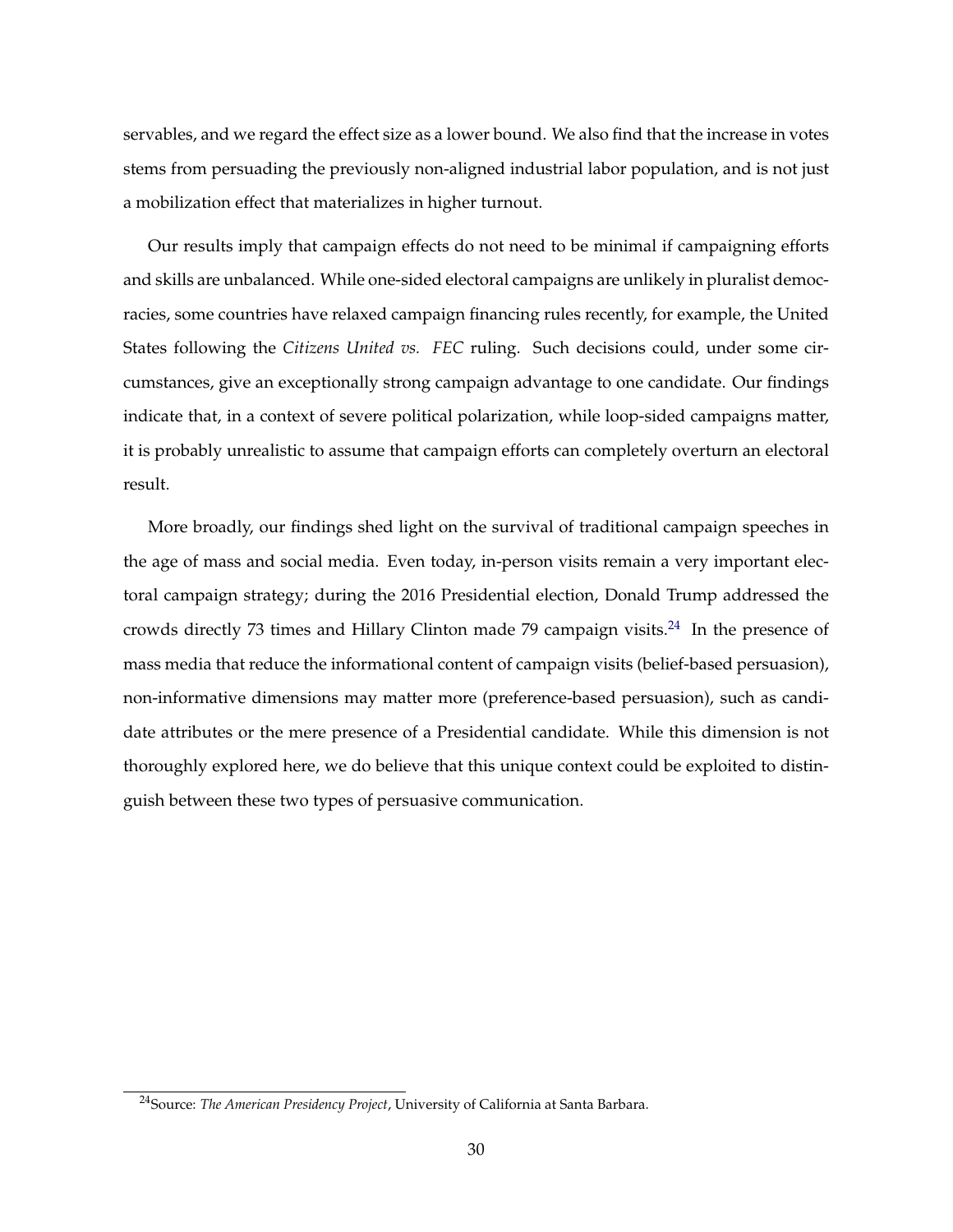servables, and we regard the effect size as a lower bound. We also find that the increase in votes stems from persuading the previously non-aligned industrial labor population, and is not just a mobilization effect that materializes in higher turnout.

Our results imply that campaign effects do not need to be minimal if campaigning efforts and skills are unbalanced. While one-sided electoral campaigns are unlikely in pluralist democracies, some countries have relaxed campaign financing rules recently, for example, the United States following the *Citizens United vs. FEC* ruling. Such decisions could, under some circumstances, give an exceptionally strong campaign advantage to one candidate. Our findings indicate that, in a context of severe political polarization, while loop-sided campaigns matter, it is probably unrealistic to assume that campaign efforts can completely overturn an electoral result.

More broadly, our findings shed light on the survival of traditional campaign speeches in the age of mass and social media. Even today, in-person visits remain a very important electoral campaign strategy; during the 2016 Presidential election, Donald Trump addressed the crowds directly 73 times and Hillary Clinton made 79 campaign visits.[24] In the presence of mass media that reduce the informational content of campaign visits (belief-based persuasion), non-informative dimensions may matter more (preference-based persuasion), such as candidate attributes or the mere presence of a Presidential candidate. While this dimension is not thoroughly explored here, we do believe that this unique context could be exploited to distinguish between these two types of persuasive communication.

[24] Source: *The American Presidency Project*, University of California at Santa Barbara.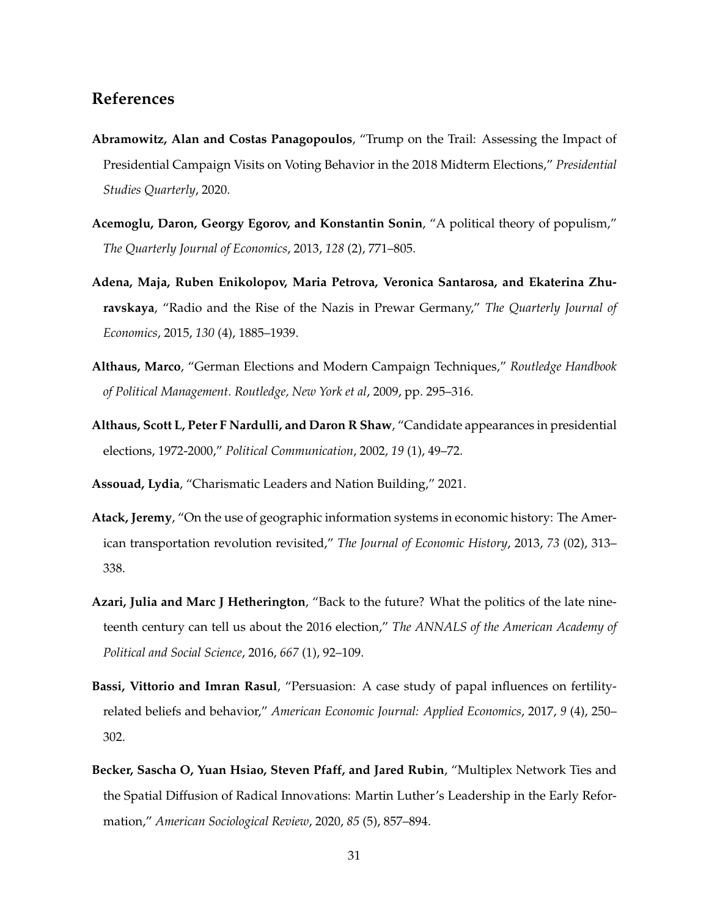## References

**Abramowitz, Alan and Costas Panagopoulos**, "Trump on the Trail: Assessing the Impact of Presidential Campaign Visits on Voting Behavior in the 2018 Midterm Elections," *Presidential Studies Quarterly*, 2020.

**Acemoglu, Daron, Georgy Egorov, and Konstantin Sonin**, "A political theory of populism," *The Quarterly Journal of Economics*, 2013, *128* (2), 771–805.

**Adena, Maja, Ruben Enikolopov, Maria Petrova, Veronica Santarosa, and Ekaterina Zhuravskaya**, "Radio and the Rise of the Nazis in Prewar Germany," *The Quarterly Journal of Economics*, 2015, *130* (4), 1885–1939.

**Althaus, Marco**, "German Elections and Modern Campaign Techniques," *Routledge Handbook of Political Management. Routledge, New York et al*, 2009, pp. 295–316.

**Althaus, Scott L, Peter F Nardulli, and Daron R Shaw**, "Candidate appearances in presidential elections, 1972-2000," *Political Communication*, 2002, *19* (1), 49–72.

**Assouad, Lydia**, "Charismatic Leaders and Nation Building," 2021.

**Atack, Jeremy**, "On the use of geographic information systems in economic history: The American transportation revolution revisited," *The Journal of Economic History*, 2013, *73* (02), 313–338.

**Azari, Julia and Marc J Hetherington**, "Back to the future? What the politics of the late nineteenth century can tell us about the 2016 election," *The ANNALS of the American Academy of Political and Social Science*, 2016, *667* (1), 92–109.

**Bassi, Vittorio and Imran Rasul**, "Persuasion: A case study of papal influences on fertility-related beliefs and behavior," *American Economic Journal: Applied Economics*, 2017, *9* (4), 250–302.

**Becker, Sascha O, Yuan Hsiao, Steven Pfaff, and Jared Rubin**, "Multiplex Network Ties and the Spatial Diffusion of Radical Innovations: Martin Luther's Leadership in the Early Reformation," *American Sociological Review*, 2020, *85* (5), 857–894.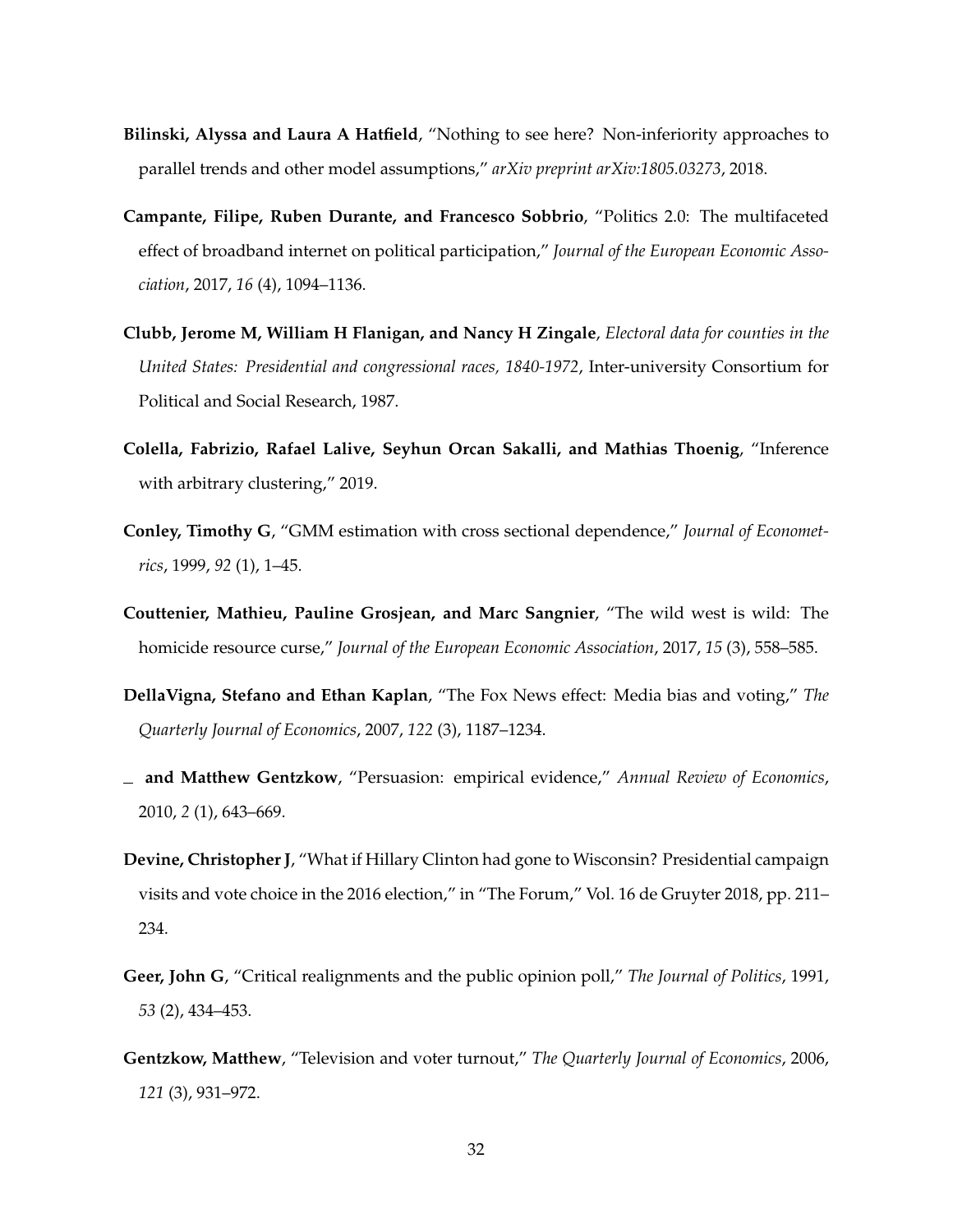**Bilinski, Alyssa and Laura A Hatfield**, "Nothing to see here? Non-inferiority approaches to parallel trends and other model assumptions," *arXiv preprint arXiv:1805.03273*, 2018.

**Campante, Filipe, Ruben Durante, and Francesco Sobbrio**, "Politics 2.0: The multifaceted effect of broadband internet on political participation," *Journal of the European Economic Association*, 2017, *16* (4), 1094–1136.

**Clubb, Jerome M, William H Flanigan, and Nancy H Zingale**, *Electoral data for counties in the United States: Presidential and congressional races, 1840-1972*, Inter-university Consortium for Political and Social Research, 1987.

**Colella, Fabrizio, Rafael Lalive, Seyhun Orcan Sakalli, and Mathias Thoenig**, "Inference with arbitrary clustering," 2019.

**Conley, Timothy G**, "GMM estimation with cross sectional dependence," *Journal of Econometrics*, 1999, *92* (1), 1–45.

**Couttenier, Mathieu, Pauline Grosjean, and Marc Sangnier**, "The wild west is wild: The homicide resource curse," *Journal of the European Economic Association*, 2017, *15* (3), 558–585.

**DellaVigna, Stefano and Ethan Kaplan**, "The Fox News effect: Media bias and voting," *The Quarterly Journal of Economics*, 2007, *122* (3), 1187–1234.

_ **and Matthew Gentzkow**, "Persuasion: empirical evidence," *Annual Review of Economics*, 2010, *2* (1), 643–669.

**Devine, Christopher J**, "What if Hillary Clinton had gone to Wisconsin? Presidential campaign visits and vote choice in the 2016 election," in "The Forum," Vol. 16 de Gruyter 2018, pp. 211–234.

**Geer, John G**, "Critical realignments and the public opinion poll," *The Journal of Politics*, 1991, *53* (2), 434–453.

**Gentzkow, Matthew**, "Television and voter turnout," *The Quarterly Journal of Economics*, 2006, *121* (3), 931–972.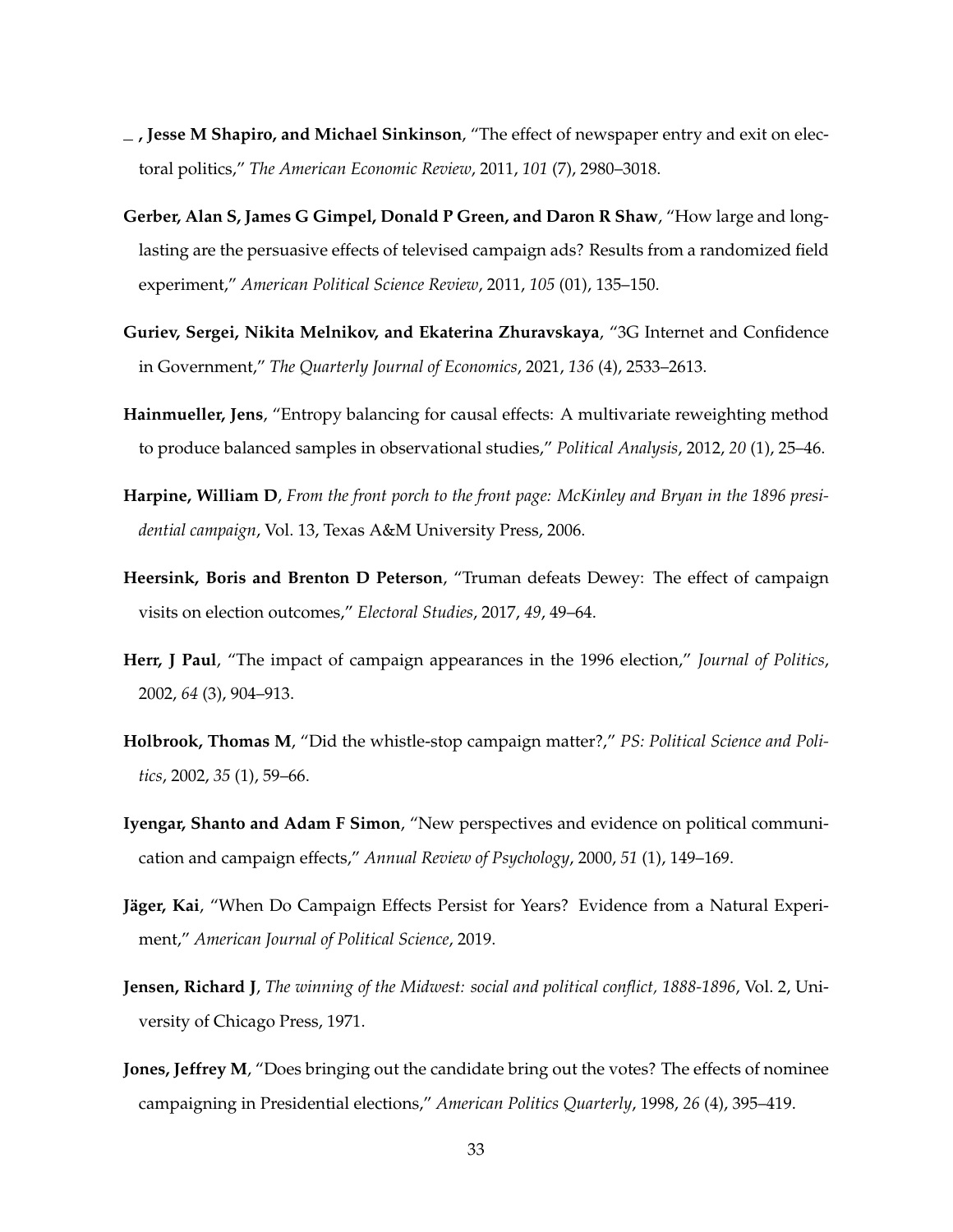_ **, Jesse M Shapiro, and Michael Sinkinson**, "The effect of newspaper entry and exit on electoral politics," *The American Economic Review*, 2011, *101* (7), 2980–3018.

**Gerber, Alan S, James G Gimpel, Donald P Green, and Daron R Shaw**, "How large and long-lasting are the persuasive effects of televised campaign ads? Results from a randomized field experiment," *American Political Science Review*, 2011, *105* (01), 135–150.

**Guriev, Sergei, Nikita Melnikov, and Ekaterina Zhuravskaya**, "3G Internet and Confidence in Government," *The Quarterly Journal of Economics*, 2021, *136* (4), 2533–2613.

**Hainmueller, Jens**, "Entropy balancing for causal effects: A multivariate reweighting method to produce balanced samples in observational studies," *Political Analysis*, 2012, *20* (1), 25–46.

**Harpine, William D**, *From the front porch to the front page: McKinley and Bryan in the 1896 presidential campaign*, Vol. 13, Texas A&M University Press, 2006.

**Heersink, Boris and Brenton D Peterson**, "Truman defeats Dewey: The effect of campaign visits on election outcomes," *Electoral Studies*, 2017, *49*, 49–64.

**Herr, J Paul**, "The impact of campaign appearances in the 1996 election," *Journal of Politics*, 2002, *64* (3), 904–913.

**Holbrook, Thomas M**, "Did the whistle-stop campaign matter?," *PS: Political Science and Politics*, 2002, *35* (1), 59–66.

**Iyengar, Shanto and Adam F Simon**, "New perspectives and evidence on political communication and campaign effects," *Annual Review of Psychology*, 2000, *51* (1), 149–169.

**Jäger, Kai**, "When Do Campaign Effects Persist for Years? Evidence from a Natural Experiment," *American Journal of Political Science*, 2019.

**Jensen, Richard J**, *The winning of the Midwest: social and political conflict, 1888-1896*, Vol. 2, University of Chicago Press, 1971.

**Jones, Jeffrey M**, "Does bringing out the candidate bring out the votes? The effects of nominee campaigning in Presidential elections," *American Politics Quarterly*, 1998, *26* (4), 395–419.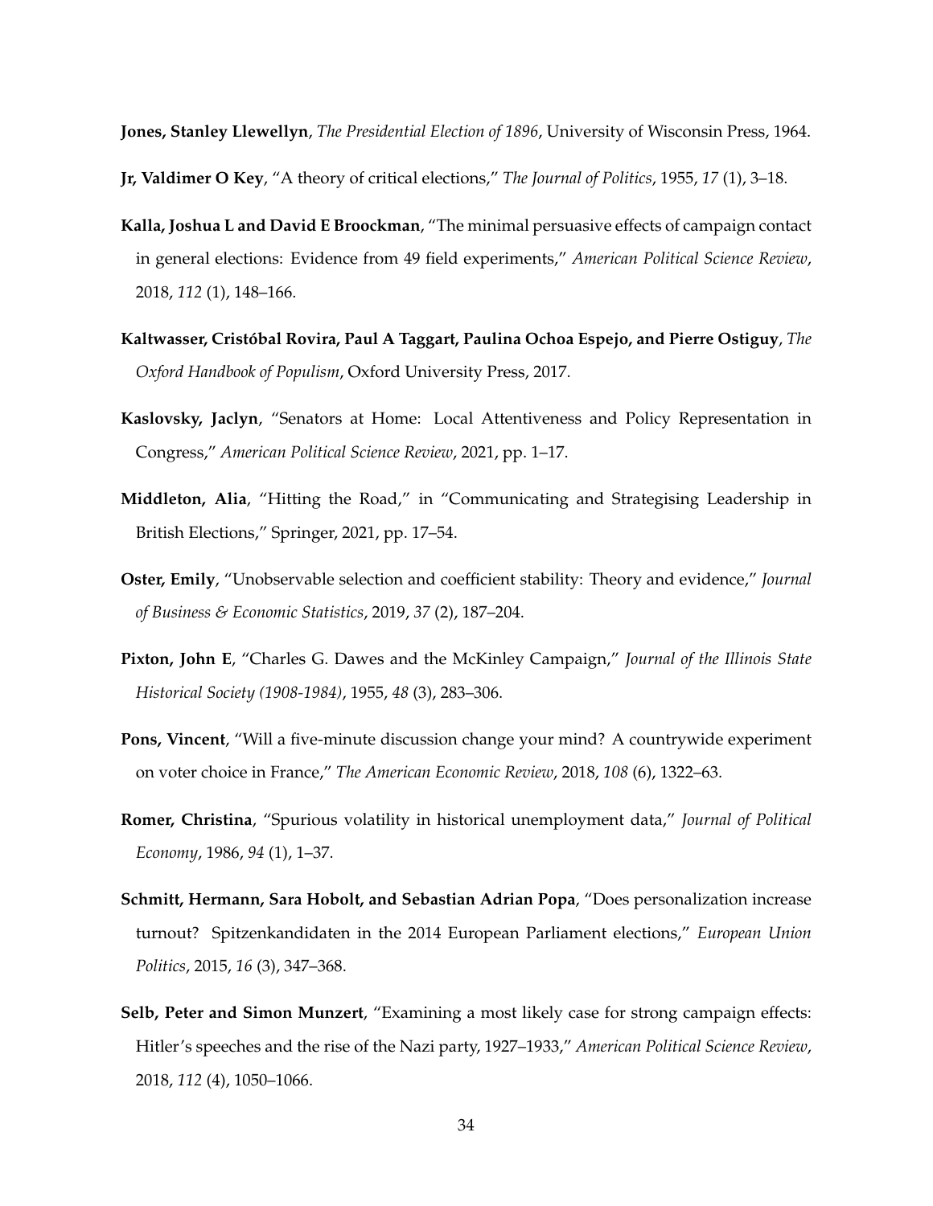**Jones, Stanley Llewellyn**, *The Presidential Election of 1896*, University of Wisconsin Press, 1964.

**Jr, Valdimer O Key**, "A theory of critical elections," *The Journal of Politics*, 1955, *17* (1), 3–18.

**Kalla, Joshua L and David E Broockman**, "The minimal persuasive effects of campaign contact in general elections: Evidence from 49 field experiments," *American Political Science Review*, 2018, *112* (1), 148–166.

**Kaltwasser, Cristóbal Rovira, Paul A Taggart, Paulina Ochoa Espejo, and Pierre Ostiguy**, *The Oxford Handbook of Populism*, Oxford University Press, 2017.

**Kaslovsky, Jaclyn**, "Senators at Home: Local Attentiveness and Policy Representation in Congress," *American Political Science Review*, 2021, pp. 1–17.

**Middleton, Alia**, "Hitting the Road," in "Communicating and Strategising Leadership in British Elections," Springer, 2021, pp. 17–54.

**Oster, Emily**, "Unobservable selection and coefficient stability: Theory and evidence," *Journal of Business & Economic Statistics*, 2019, *37* (2), 187–204.

**Pixton, John E**, "Charles G. Dawes and the McKinley Campaign," *Journal of the Illinois State Historical Society (1908-1984)*, 1955, *48* (3), 283–306.

**Pons, Vincent**, "Will a five-minute discussion change your mind? A countrywide experiment on voter choice in France," *The American Economic Review*, 2018, *108* (6), 1322–63.

**Romer, Christina**, "Spurious volatility in historical unemployment data," *Journal of Political Economy*, 1986, *94* (1), 1–37.

**Schmitt, Hermann, Sara Hobolt, and Sebastian Adrian Popa**, "Does personalization increase turnout? Spitzenkandidaten in the 2014 European Parliament elections," *European Union Politics*, 2015, *16* (3), 347–368.

**Selb, Peter and Simon Munzert**, "Examining a most likely case for strong campaign effects: Hitler's speeches and the rise of the Nazi party, 1927–1933," *American Political Science Review*, 2018, *112* (4), 1050–1066.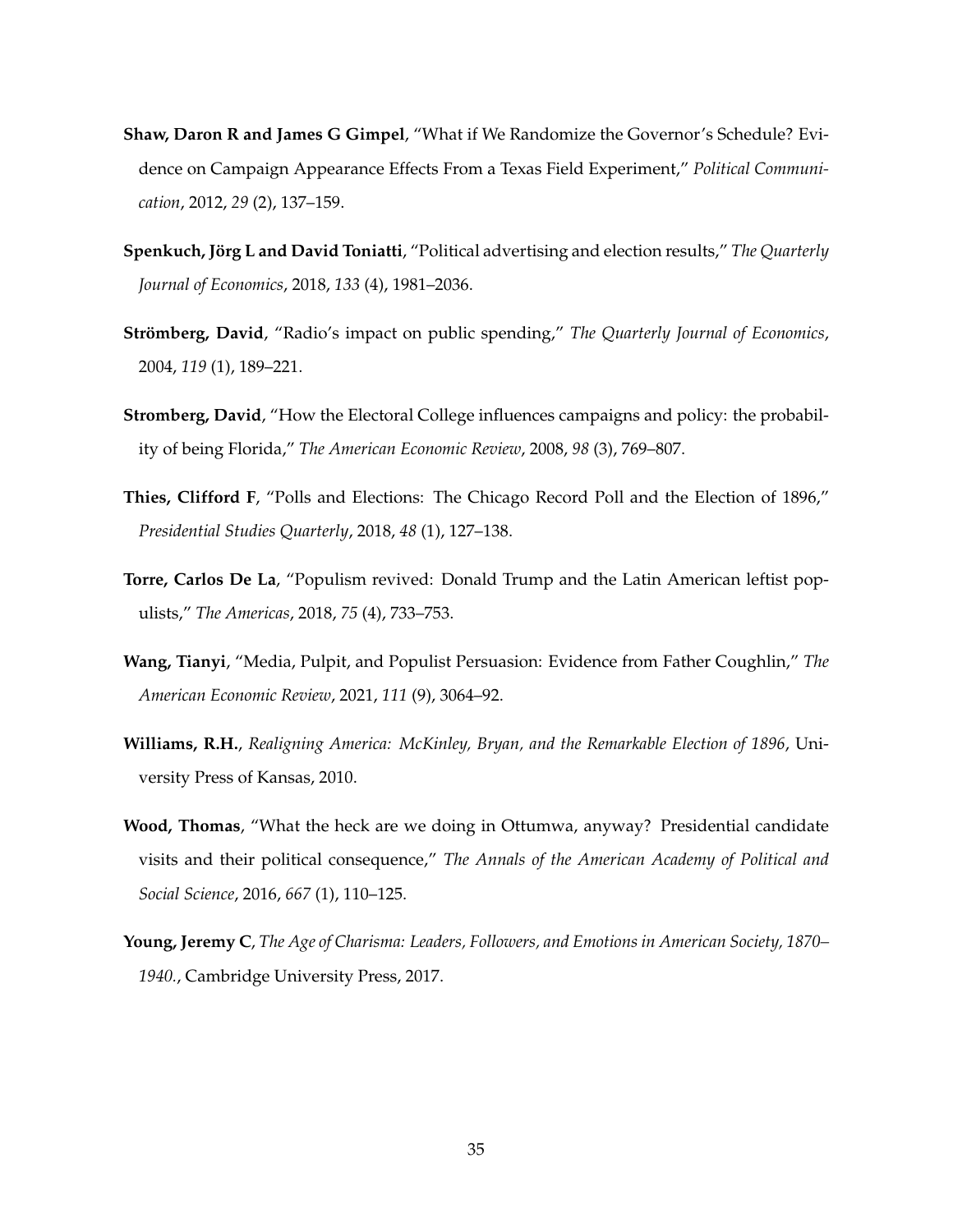**Shaw, Daron R and James G Gimpel**, "What if We Randomize the Governor's Schedule? Evidence on Campaign Appearance Effects From a Texas Field Experiment," *Political Communication*, 2012, *29* (2), 137–159.

**Spenkuch, Jörg L and David Toniatti**, "Political advertising and election results," *The Quarterly Journal of Economics*, 2018, *133* (4), 1981–2036.

**Strömberg, David**, "Radio's impact on public spending," *The Quarterly Journal of Economics*, 2004, *119* (1), 189–221.

**Stromberg, David**, "How the Electoral College influences campaigns and policy: the probability of being Florida," *The American Economic Review*, 2008, *98* (3), 769–807.

**Thies, Clifford F**, "Polls and Elections: The Chicago Record Poll and the Election of 1896," *Presidential Studies Quarterly*, 2018, *48* (1), 127–138.

**Torre, Carlos De La**, "Populism revived: Donald Trump and the Latin American leftist populists," *The Americas*, 2018, *75* (4), 733–753.

**Wang, Tianyi**, "Media, Pulpit, and Populist Persuasion: Evidence from Father Coughlin," *The American Economic Review*, 2021, *111* (9), 3064–92.

**Williams, R.H.**, *Realigning America: McKinley, Bryan, and the Remarkable Election of 1896*, University Press of Kansas, 2010.

**Wood, Thomas**, "What the heck are we doing in Ottumwa, anyway? Presidential candidate visits and their political consequence," *The Annals of the American Academy of Political and Social Science*, 2016, *667* (1), 110–125.

**Young, Jeremy C**, *The Age of Charisma: Leaders, Followers, and Emotions in American Society, 1870–1940.*, Cambridge University Press, 2017.